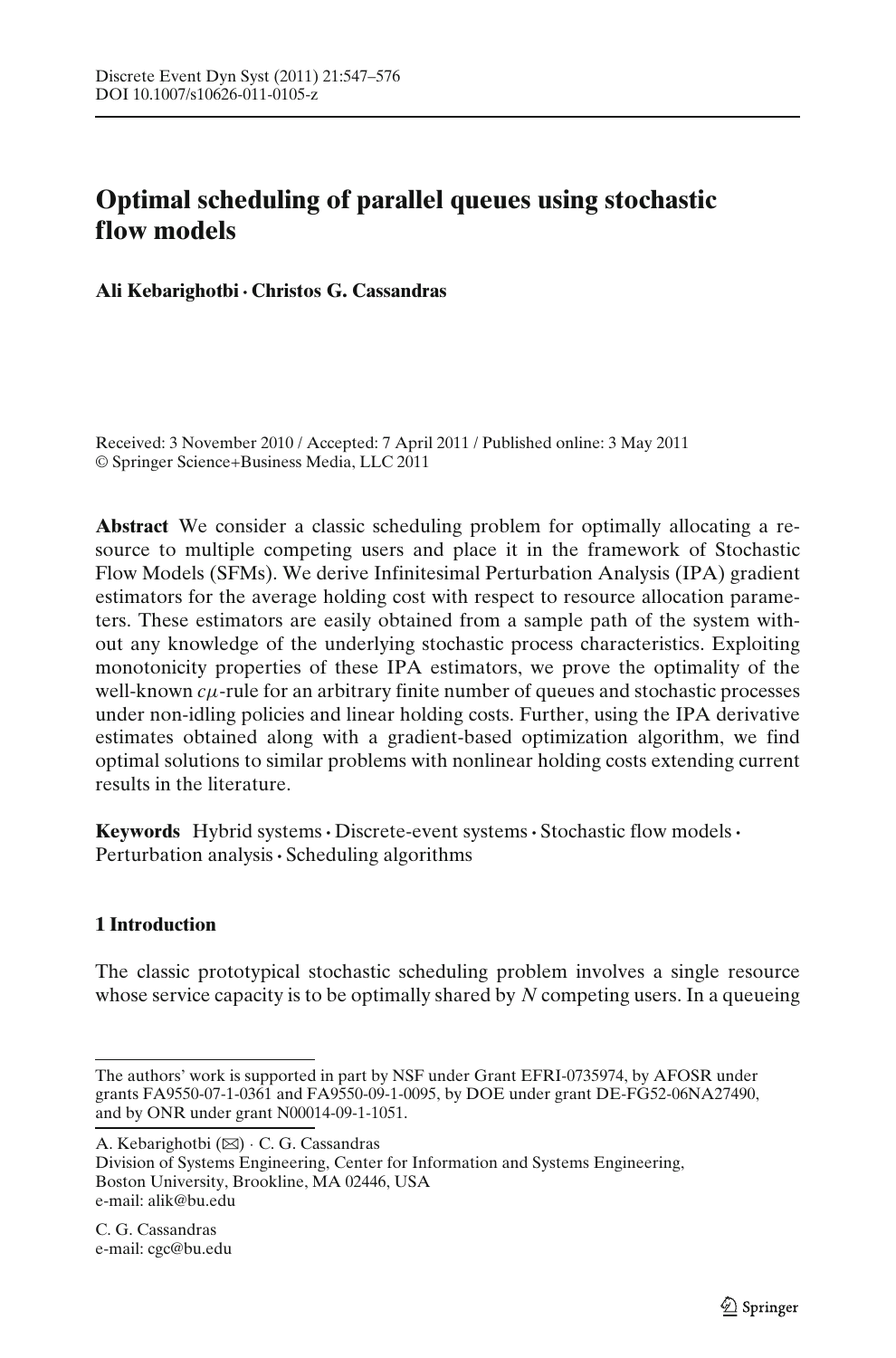# Optimal scheduling of parallel queues using stochastic flow models

**Ali Kebarighotbi · Christos G. Cassandras**

Received: 3 November 2010 / Accepted: 7 April 2011 / Published online: 3 May 2011
© Springer Science+Business Media, LLC 2011

**Abstract** We consider a classic scheduling problem for optimally allocating a resource to multiple competing users and place it in the framework of Stochastic Flow Models (SFMs). We derive Infinitesimal Perturbation Analysis (IPA) gradient estimators for the average holding cost with respect to resource allocation parameters. These estimators are easily obtained from a sample path of the system without any knowledge of the underlying stochastic process characteristics. Exploiting monotonicity properties of these IPA estimators, we prove the optimality of the well-known $c\mu$-rule for an arbitrary finite number of queues and stochastic processes under non-idling policies and linear holding costs. Further, using the IPA derivative estimates obtained along with a gradient-based optimization algorithm, we find optimal solutions to similar problems with nonlinear holding costs extending current results in the literature.

**Keywords** Hybrid systems · Discrete-event systems · Stochastic flow models · Perturbation analysis · Scheduling algorithms

## 1 Introduction

The classic prototypical stochastic scheduling problem involves a single resource whose service capacity is to be optimally shared by $N$ competing users. In a queueing

---

The authors' work is supported in part by NSF under Grant EFRI-0735974, by AFOSR under grants FA9550-07-1-0361 and FA9550-09-1-0095, by DOE under grant DE-FG52-06NA27490, and by ONR under grant N00014-09-1-1051.

A. Kebarighotbi (✉) · C. G. Cassandras
Division of Systems Engineering, Center for Information and Systems Engineering,
Boston University, Brookline, MA 02446, USA
e-mail: alik@bu.edu

C. G. Cassandras
e-mail: cgc@bu.edu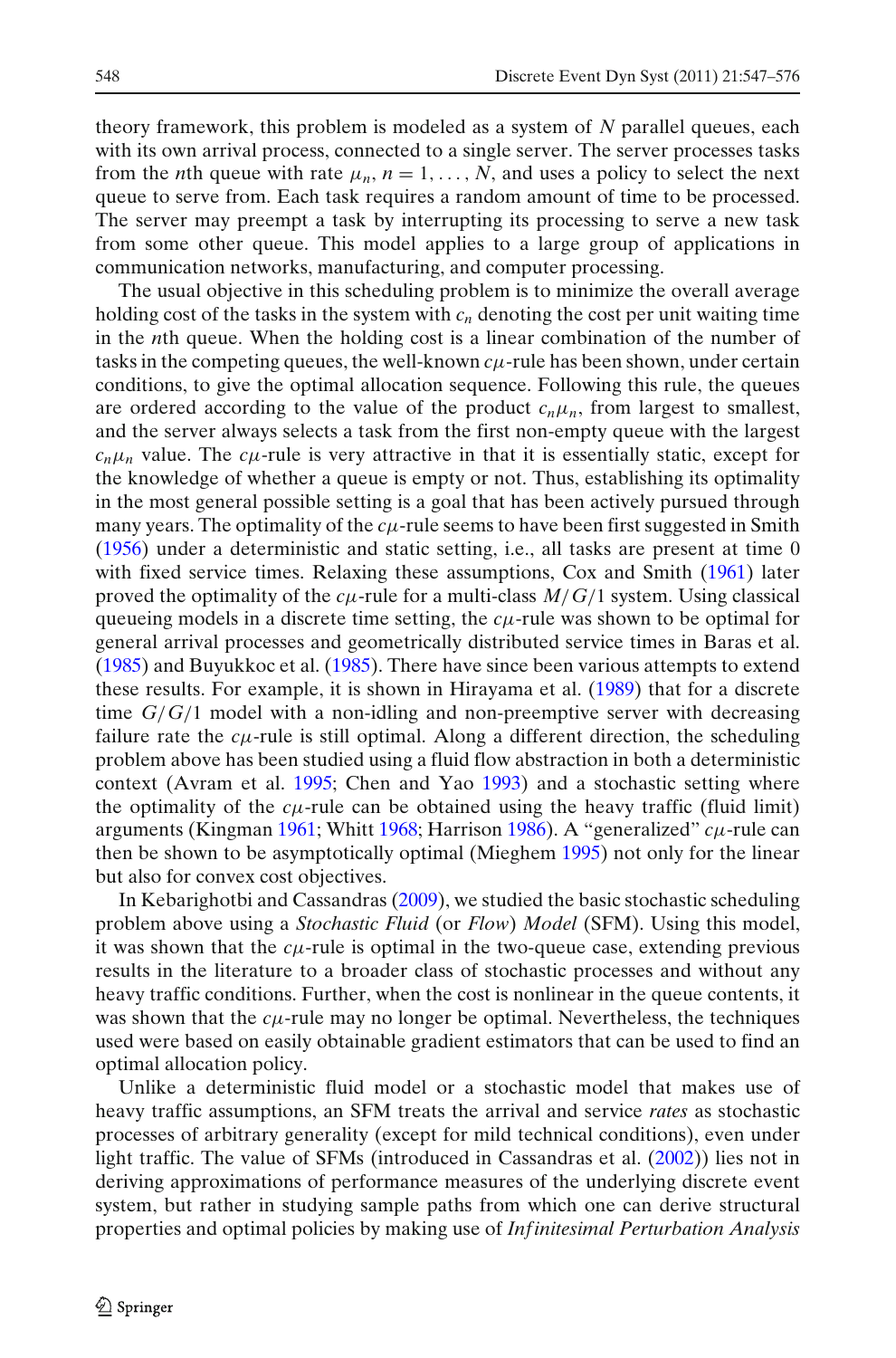theory framework, this problem is modeled as a system of $N$ parallel queues, each with its own arrival process, connected to a single server. The server processes tasks from the $n$th queue with rate $\mu_n$, $n = 1, \ldots, N$, and uses a policy to select the next queue to serve from. Each task requires a random amount of time to be processed. The server may preempt a task by interrupting its processing to serve a new task from some other queue. This model applies to a large group of applications in communication networks, manufacturing, and computer processing.

The usual objective in this scheduling problem is to minimize the overall average holding cost of the tasks in the system with $c_n$ denoting the cost per unit waiting time in the $n$th queue. When the holding cost is a linear combination of the number of tasks in the competing queues, the well-known $c\mu$-rule has been shown, under certain conditions, to give the optimal allocation sequence. Following this rule, the queues are ordered according to the value of the product $c_n\mu_n$, from largest to smallest, and the server always selects a task from the first non-empty queue with the largest $c_n\mu_n$ value. The $c\mu$-rule is very attractive in that it is essentially static, except for the knowledge of whether a queue is empty or not. Thus, establishing its optimality in the most general possible setting is a goal that has been actively pursued through many years. The optimality of the $c\mu$-rule seems to have been first suggested in Smith (1956) under a deterministic and static setting, i.e., all tasks are present at time 0 with fixed service times. Relaxing these assumptions, Cox and Smith (1961) later proved the optimality of the $c\mu$-rule for a multi-class $M/G/1$ system. Using classical queueing models in a discrete time setting, the $c\mu$-rule was shown to be optimal for general arrival processes and geometrically distributed service times in Baras et al. (1985) and Buyukkoc et al. (1985). There have since been various attempts to extend these results. For example, it is shown in Hirayama et al. (1989) that for a discrete time $G/G/1$ model with a non-idling and non-preemptive server with decreasing failure rate the $c\mu$-rule is still optimal. Along a different direction, the scheduling problem above has been studied using a fluid flow abstraction in both a deterministic context (Avram et al. 1995; Chen and Yao 1993) and a stochastic setting where the optimality of the $c\mu$-rule can be obtained using the heavy traffic (fluid limit) arguments (Kingman 1961; Whitt 1968; Harrison 1986). A "generalized" $c\mu$-rule can then be shown to be asymptotically optimal (Mieghem 1995) not only for the linear but also for convex cost objectives.

In Kebarighotbi and Cassandras (2009), we studied the basic stochastic scheduling problem above using a *Stochastic Fluid* (or *Flow*) *Model* (SFM). Using this model, it was shown that the $c\mu$-rule is optimal in the two-queue case, extending previous results in the literature to a broader class of stochastic processes and without any heavy traffic conditions. Further, when the cost is nonlinear in the queue contents, it was shown that the $c\mu$-rule may no longer be optimal. Nevertheless, the techniques used were based on easily obtainable gradient estimators that can be used to find an optimal allocation policy.

Unlike a deterministic fluid model or a stochastic model that makes use of heavy traffic assumptions, an SFM treats the arrival and service *rates* as stochastic processes of arbitrary generality (except for mild technical conditions), even under light traffic. The value of SFMs (introduced in Cassandras et al. (2002)) lies not in deriving approximations of performance measures of the underlying discrete event system, but rather in studying sample paths from which one can derive structural properties and optimal policies by making use of *Infinitesimal Perturbation Analysis*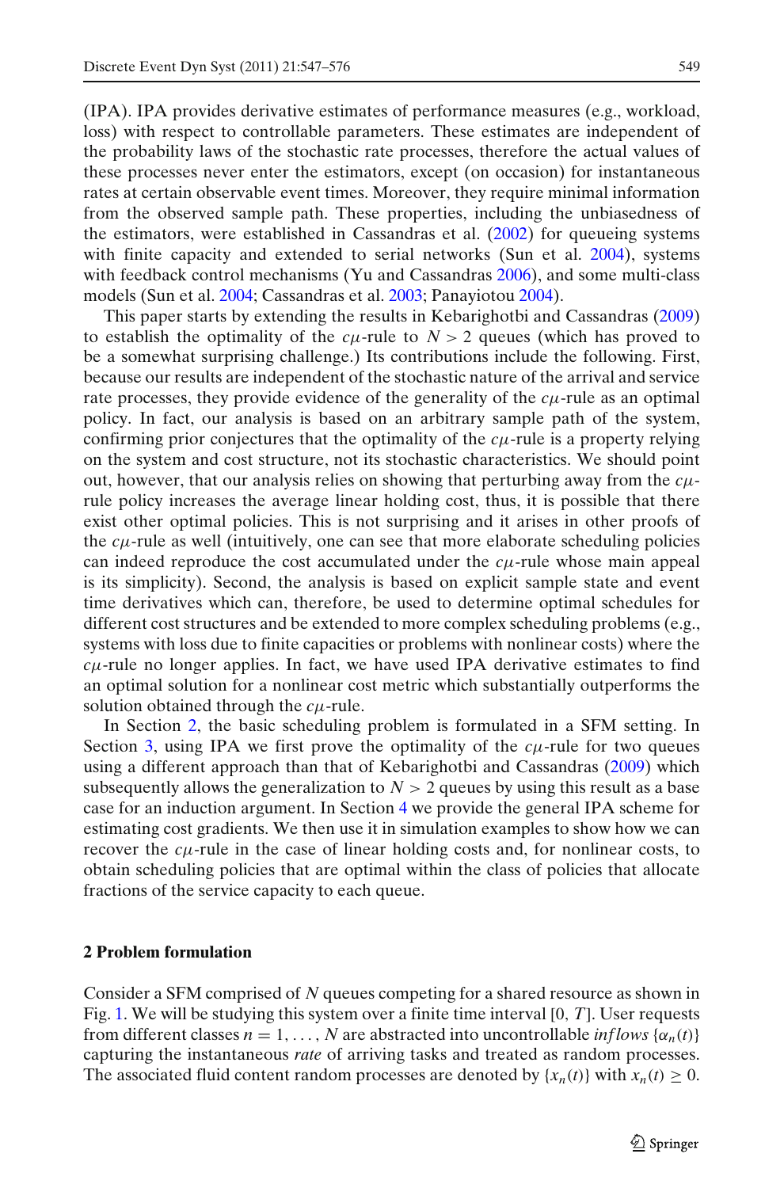(IPA). IPA provides derivative estimates of performance measures (e.g., workload, loss) with respect to controllable parameters. These estimates are independent of the probability laws of the stochastic rate processes, therefore the actual values of these processes never enter the estimators, except (on occasion) for instantaneous rates at certain observable event times. Moreover, they require minimal information from the observed sample path. These properties, including the unbiasedness of the estimators, were established in Cassandras et al. (2002) for queueing systems with finite capacity and extended to serial networks (Sun et al. 2004), systems with feedback control mechanisms (Yu and Cassandras 2006), and some multi-class models (Sun et al. 2004; Cassandras et al. 2003; Panayiotou 2004).

This paper starts by extending the results in Kebarighotbi and Cassandras (2009) to establish the optimality of the $c\mu$-rule to $N > 2$ queues (which has proved to be a somewhat surprising challenge.) Its contributions include the following. First, because our results are independent of the stochastic nature of the arrival and service rate processes, they provide evidence of the generality of the $c\mu$-rule as an optimal policy. In fact, our analysis is based on an arbitrary sample path of the system, confirming prior conjectures that the optimality of the $c\mu$-rule is a property relying on the system and cost structure, not its stochastic characteristics. We should point out, however, that our analysis relies on showing that perturbing away from the $c\mu$-rule policy increases the average linear holding cost, thus, it is possible that there exist other optimal policies. This is not surprising and it arises in other proofs of the $c\mu$-rule as well (intuitively, one can see that more elaborate scheduling policies can indeed reproduce the cost accumulated under the $c\mu$-rule whose main appeal is its simplicity). Second, the analysis is based on explicit sample state and event time derivatives which can, therefore, be used to determine optimal schedules for different cost structures and be extended to more complex scheduling problems (e.g., systems with loss due to finite capacities or problems with nonlinear costs) where the $c\mu$-rule no longer applies. In fact, we have used IPA derivative estimates to find an optimal solution for a nonlinear cost metric which substantially outperforms the solution obtained through the $c\mu$-rule.

In Section 2, the basic scheduling problem is formulated in a SFM setting. In Section 3, using IPA we first prove the optimality of the $c\mu$-rule for two queues using a different approach than that of Kebarighotbi and Cassandras (2009) which subsequently allows the generalization to $N > 2$ queues by using this result as a base case for an induction argument. In Section 4 we provide the general IPA scheme for estimating cost gradients. We then use it in simulation examples to show how we can recover the $c\mu$-rule in the case of linear holding costs and, for nonlinear costs, to obtain scheduling policies that are optimal within the class of policies that allocate fractions of the service capacity to each queue.

## 2 Problem formulation

Consider a SFM comprised of $N$ queues competing for a shared resource as shown in Fig. 1. We will be studying this system over a finite time interval $[0, T]$. User requests from different classes $n = 1, \ldots, N$ are abstracted into uncontrollable *inflows* $\{\alpha_n(t)\}$ capturing the instantaneous *rate* of arriving tasks and treated as random processes. The associated fluid content random processes are denoted by $\{x_n(t)\}$ with $x_n(t) \geq 0$.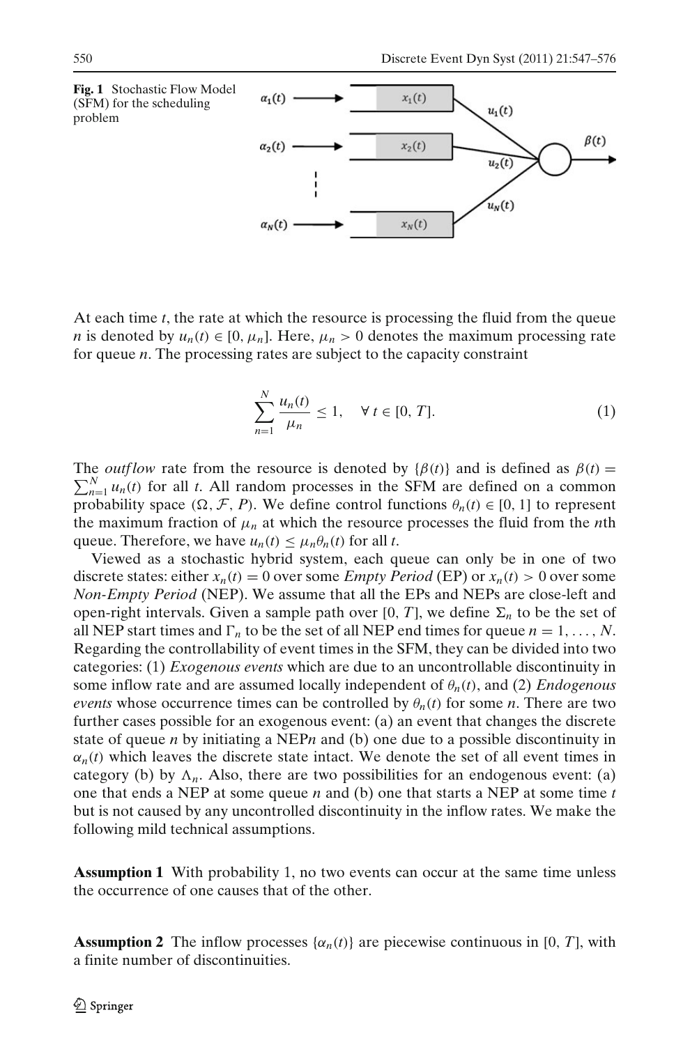**Fig. 1** Stochastic Flow Model (SFM) for the scheduling problem

At each time $t$, the rate at which the resource is processing the fluid from the queue $n$ is denoted by $u_n(t) \in [0, \mu_n]$. Here, $\mu_n > 0$ denotes the maximum processing rate for queue $n$. The processing rates are subject to the capacity constraint

$$\sum_{n=1}^{N} \frac{u_n(t)}{\mu_n} \leq 1, \quad \forall\, t \in [0, T]. \tag{1}$$

The *outflow* rate from the resource is denoted by $\{\beta(t)\}$ and is defined as $\beta(t) = \sum_{n=1}^{N} u_n(t)$ for all $t$. All random processes in the SFM are defined on a common probability space $(\Omega, \mathcal{F}, P)$. We define control functions $\theta_n(t) \in [0, 1]$ to represent the maximum fraction of $\mu_n$ at which the resource processes the fluid from the $n$th queue. Therefore, we have $u_n(t) \leq \mu_n \theta_n(t)$ for all $t$.

Viewed as a stochastic hybrid system, each queue can only be in one of two discrete states: either $x_n(t) = 0$ over some *Empty Period* (EP) or $x_n(t) > 0$ over some *Non-Empty Period* (NEP). We assume that all the EPs and NEPs are close-left and open-right intervals. Given a sample path over $[0, T]$, we define $\Sigma_n$ to be the set of all NEP start times and $\Gamma_n$ to be the set of all NEP end times for queue $n = 1, \ldots, N$. Regarding the controllability of event times in the SFM, they can be divided into two categories: (1) *Exogenous events* which are due to an uncontrollable discontinuity in some inflow rate and are assumed locally independent of $\theta_n(t)$, and (2) *Endogenous events* whose occurrence times can be controlled by $\theta_n(t)$ for some $n$. There are two further cases possible for an exogenous event: (a) an event that changes the discrete state of queue $n$ by initiating a NEP$n$ and (b) one due to a possible discontinuity in $\alpha_n(t)$ which leaves the discrete state intact. We denote the set of all event times in category (b) by $\Lambda_n$. Also, there are two possibilities for an endogenous event: (a) one that ends a NEP at some queue $n$ and (b) one that starts a NEP at some time $t$ but is not caused by any uncontrolled discontinuity in the inflow rates. We make the following mild technical assumptions.

**Assumption 1** With probability 1, no two events can occur at the same time unless the occurrence of one causes that of the other.

**Assumption 2** The inflow processes $\{\alpha_n(t)\}$ are piecewise continuous in $[0, T]$, with a finite number of discontinuities.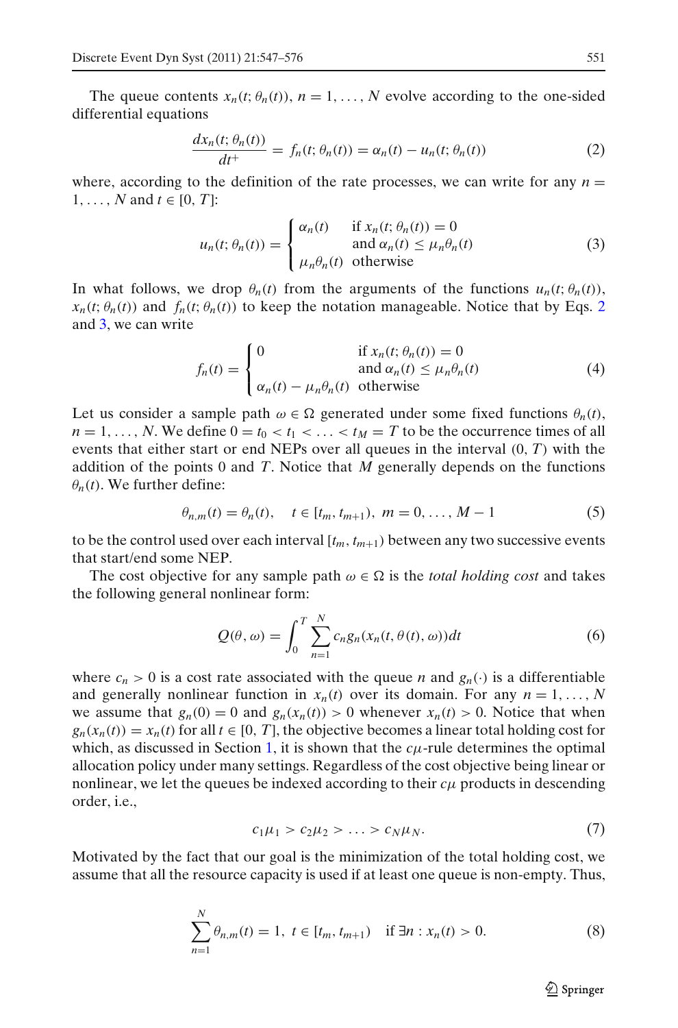The queue contents $x_n(t; \theta_n(t))$, $n = 1, \ldots, N$ evolve according to the one-sided differential equations

$$\frac{dx_n(t; \theta_n(t))}{dt^+} = f_n(t; \theta_n(t)) = \alpha_n(t) - u_n(t; \theta_n(t)) \tag{2}$$

where, according to the definition of the rate processes, we can write for any $n = 1, \ldots, N$ and $t \in [0, T]$:

$$u_n(t; \theta_n(t)) = \begin{cases} \alpha_n(t) & \text{if } x_n(t; \theta_n(t)) = 0 \\ & \text{and } \alpha_n(t) \leq \mu_n \theta_n(t) \\ \mu_n \theta_n(t) & \text{otherwise} \end{cases} \tag{3}$$

In what follows, we drop $\theta_n(t)$ from the arguments of the functions $u_n(t; \theta_n(t))$, $x_n(t; \theta_n(t))$ and $f_n(t; \theta_n(t))$ to keep the notation manageable. Notice that by Eqs. 2 and 3, we can write

$$f_n(t) = \begin{cases} 0 & \text{if } x_n(t; \theta_n(t)) = 0 \\ & \text{and } \alpha_n(t) \leq \mu_n \theta_n(t) \\ \alpha_n(t) - \mu_n \theta_n(t) & \text{otherwise} \end{cases} \tag{4}$$

Let us consider a sample path $\omega \in \Omega$ generated under some fixed functions $\theta_n(t)$, $n = 1, \ldots, N$. We define $0 = t_0 < t_1 < \ldots < t_M = T$ to be the occurrence times of all events that either start or end NEPs over all queues in the interval $(0, T)$ with the addition of the points 0 and $T$. Notice that $M$ generally depends on the functions $\theta_n(t)$. We further define:

$$\theta_{n,m}(t) = \theta_n(t), \quad t \in [t_m, t_{m+1}), \; m = 0, \ldots, M-1 \tag{5}$$

to be the control used over each interval $[t_m, t_{m+1})$ between any two successive events that start/end some NEP.

The cost objective for any sample path $\omega \in \Omega$ is the *total holding cost* and takes the following general nonlinear form:

$$Q(\theta, \omega) = \int_0^T \sum_{n=1}^{N} c_n g_n(x_n(t, \theta(t), \omega)) dt \tag{6}$$

where $c_n > 0$ is a cost rate associated with the queue $n$ and $g_n(\cdot)$ is a differentiable and generally nonlinear function in $x_n(t)$ over its domain. For any $n = 1, \ldots, N$ we assume that $g_n(0) = 0$ and $g_n(x_n(t)) > 0$ whenever $x_n(t) > 0$. Notice that when $g_n(x_n(t)) = x_n(t)$ for all $t \in [0, T]$, the objective becomes a linear total holding cost for which, as discussed in Section 1, it is shown that the $c\mu$-rule determines the optimal allocation policy under many settings. Regardless of the cost objective being linear or nonlinear, we let the queues be indexed according to their $c\mu$ products in descending order, i.e.,

$$c_1 \mu_1 > c_2 \mu_2 > \ldots > c_N \mu_N. \tag{7}$$

Motivated by the fact that our goal is the minimization of the total holding cost, we assume that all the resource capacity is used if at least one queue is non-empty. Thus,

$$\sum_{n=1}^{N} \theta_{n,m}(t) = 1, \; t \in [t_m, t_{m+1}) \quad \text{if } \exists n : x_n(t) > 0. \tag{8}$$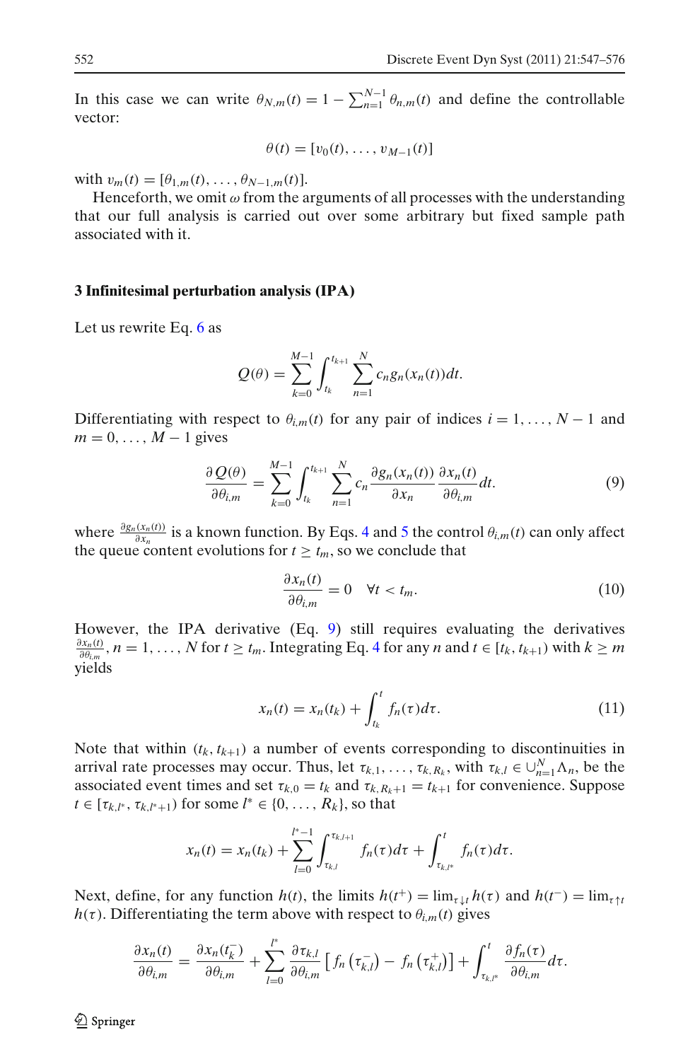In this case we can write $\theta_{N,m}(t) = 1 - \sum_{n=1}^{N-1} \theta_{n,m}(t)$ and define the controllable vector:

$$\theta(t) = [v_0(t), \ldots, v_{M-1}(t)]$$

with $v_m(t) = [\theta_{1,m}(t), \ldots, \theta_{N-1,m}(t)]$.

Henceforth, we omit $\omega$ from the arguments of all processes with the understanding that our full analysis is carried out over some arbitrary but fixed sample path associated with it.

## 3 Infinitesimal perturbation analysis (IPA)

Let us rewrite Eq. 6 as

$$Q(\theta) = \sum_{k=0}^{M-1} \int_{t_k}^{t_{k+1}} \sum_{n=1}^{N} c_n g_n(x_n(t)) dt.$$

Differentiating with respect to $\theta_{i,m}(t)$ for any pair of indices $i = 1, \ldots, N-1$ and $m = 0, \ldots, M-1$ gives

$$\frac{\partial Q(\theta)}{\partial \theta_{i,m}} = \sum_{k=0}^{M-1} \int_{t_k}^{t_{k+1}} \sum_{n=1}^{N} c_n \frac{\partial g_n(x_n(t))}{\partial x_n} \frac{\partial x_n(t)}{\partial \theta_{i,m}} dt. \tag{9}$$

where $\frac{\partial g_n(x_n(t))}{\partial x_n}$ is a known function. By Eqs. 4 and 5 the control $\theta_{i,m}(t)$ can only affect the queue content evolutions for $t \geq t_m$, so we conclude that

$$\frac{\partial x_n(t)}{\partial \theta_{i,m}} = 0 \quad \forall t < t_m. \tag{10}$$

However, the IPA derivative (Eq. 9) still requires evaluating the derivatives $\frac{\partial x_n(t)}{\partial \theta_{i,m}}, n = 1, \ldots, N$ for $t \geq t_m$. Integrating Eq. 4 for any $n$ and $t \in [t_k, t_{k+1})$ with $k \geq m$ yields

$$x_n(t) = x_n(t_k) + \int_{t_k}^{t} f_n(\tau) d\tau. \tag{11}$$

Note that within $(t_k, t_{k+1})$ a number of events corresponding to discontinuities in arrival rate processes may occur. Thus, let $\tau_{k,1}, \ldots, \tau_{k,R_k}$, with $\tau_{k,l} \in \cup_{n=1}^{N} \Lambda_n$, be the associated event times and set $\tau_{k,0} = t_k$ and $\tau_{k,R_k+1} = t_{k+1}$ for convenience. Suppose $t \in [\tau_{k,l^*}, \tau_{k,l^*+1})$ for some $l^* \in \{0, \ldots, R_k\}$, so that

$$x_n(t) = x_n(t_k) + \sum_{l=0}^{l^*-1} \int_{\tau_{k,l}}^{\tau_{k,l+1}} f_n(\tau) d\tau + \int_{\tau_{k,l^*}}^{t} f_n(\tau) d\tau.$$

Next, define, for any function $h(t)$, the limits $h(t^+) = \lim_{\tau \downarrow t} h(\tau)$ and $h(t^-) = \lim_{\tau \uparrow t} h(\tau)$. Differentiating the term above with respect to $\theta_{i,m}(t)$ gives

$$\frac{\partial x_n(t)}{\partial \theta_{i,m}} = \frac{\partial x_n(t_k^-)}{\partial \theta_{i,m}} + \sum_{l=0}^{l^*} \frac{\partial \tau_{k,l}}{\partial \theta_{i,m}} \left[ f_n\left(\tau_{k,l}^-\right) - f_n\left(\tau_{k,l}^+\right) \right] + \int_{\tau_{k,l^*}}^{t} \frac{\partial f_n(\tau)}{\partial \theta_{i,m}} d\tau.$$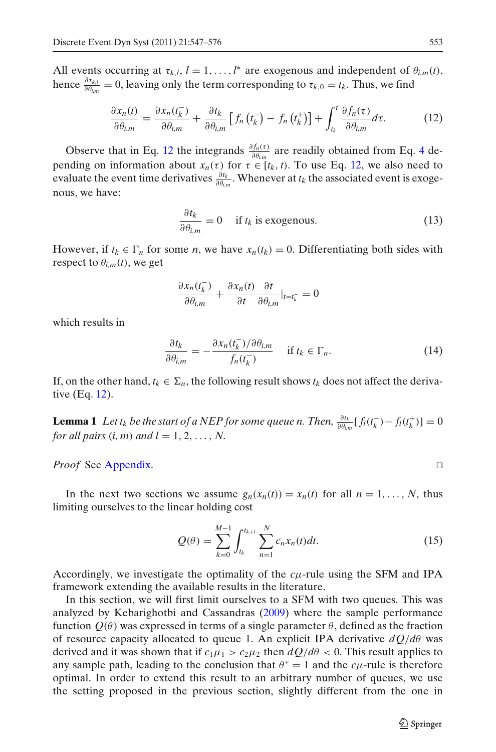All events occurring at $\tau_{k,l}$, $l = 1, \ldots, l^*$ are exogenous and independent of $\theta_{i,m}(t)$, hence $\frac{\partial \tau_{k,l}}{\partial \theta_{i,m}} = 0$, leaving only the term corresponding to $\tau_{k,0} = t_k$. Thus, we find

$$\frac{\partial x_n(t)}{\partial \theta_{i,m}} = \frac{\partial x_n(t_k^-)}{\partial \theta_{i,m}} + \frac{\partial t_k}{\partial \theta_{i,m}} \left[ f_n\left(t_k^-\right) - f_n\left(t_k^+\right) \right] + \int_{t_k}^{t} \frac{\partial f_n(\tau)}{\partial \theta_{i,m}} d\tau. \tag{12}$$

Observe that in Eq. 12 the integrands $\frac{\partial f_n(\tau)}{\partial \theta_{i,m}}$ are readily obtained from Eq. 4 depending on information about $x_n(\tau)$ for $\tau \in [t_k, t)$. To use Eq. 12, we also need to evaluate the event time derivatives $\frac{\partial t_k}{\partial \theta_{i,m}}$. Whenever at $t_k$ the associated event is exogenous, we have:

$$\frac{\partial t_k}{\partial \theta_{i,m}} = 0 \quad \text{if } t_k \text{ is exogenous.} \tag{13}$$

However, if $t_k \in \Gamma_n$ for some $n$, we have $x_n(t_k) = 0$. Differentiating both sides with respect to $\theta_{i,m}(t)$, we get

$$\frac{\partial x_n(t_k^-)}{\partial \theta_{i,m}} + \frac{\partial x_n(t)}{\partial t} \frac{\partial t}{\partial \theta_{i,m}}\Big|_{t=t_k^-} = 0$$

which results in

$$\frac{\partial t_k}{\partial \theta_{i,m}} = -\frac{\partial x_n(t_k^-)/\partial \theta_{i,m}}{f_n(t_k^-)} \quad \text{if } t_k \in \Gamma_n. \tag{14}$$

If, on the other hand, $t_k \in \Sigma_n$, the following result shows $t_k$ does not affect the derivative (Eq. 12).

**Lemma 1** *Let $t_k$ be the start of a NEP for some queue $n$. Then, $\frac{\partial t_k}{\partial \theta_{i,m}}[f_l(t_k^-) - f_l(t_k^+)] = 0$ for all pairs $(i, m)$ and $l = 1, 2, \ldots, N$.*

*Proof* See Appendix. □

In the next two sections we assume $g_n(x_n(t)) = x_n(t)$ for all $n = 1, \ldots, N$, thus limiting ourselves to the linear holding cost

$$Q(\theta) = \sum_{k=0}^{M-1} \int_{t_k}^{t_{k+1}} \sum_{n=1}^{N} c_n x_n(t) dt. \tag{15}$$

Accordingly, we investigate the optimality of the $c\mu$-rule using the SFM and IPA framework extending the available results in the literature.

In this section, we will first limit ourselves to a SFM with two queues. This was analyzed by Kebarighotbi and Cassandras (2009) where the sample performance function $Q(\theta)$ was expressed in terms of a single parameter $\theta$, defined as the fraction of resource capacity allocated to queue 1. An explicit IPA derivative $dQ/d\theta$ was derived and it was shown that if $c_1\mu_1 > c_2\mu_2$ then $dQ/d\theta < 0$. This result applies to any sample path, leading to the conclusion that $\theta^* = 1$ and the $c\mu$-rule is therefore optimal. In order to extend this result to an arbitrary number of queues, we use the setting proposed in the previous section, slightly different from the one in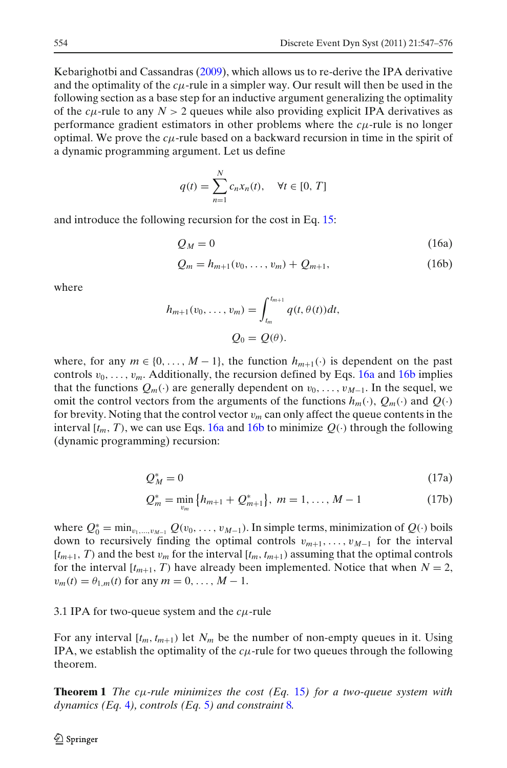Kebarighotbi and Cassandras (2009), which allows us to re-derive the IPA derivative and the optimality of the $c\mu$-rule in a simpler way. Our result will then be used in the following section as a base step for an inductive argument generalizing the optimality of the $c\mu$-rule to any $N > 2$ queues while also providing explicit IPA derivatives as performance gradient estimators in other problems where the $c\mu$-rule is no longer optimal. We prove the $c\mu$-rule based on a backward recursion in time in the spirit of a dynamic programming argument. Let us define

$$q(t) = \sum_{n=1}^{N} c_n x_n(t), \quad \forall t \in [0, T]$$

and introduce the following recursion for the cost in Eq. 15:

$$Q_M = 0 \tag{16a}$$

$$Q_m = h_{m+1}(v_0, \ldots, v_m) + Q_{m+1}, \tag{16b}$$

where

$$h_{m+1}(v_0, \ldots, v_m) = \int_{t_m}^{t_{m+1}} q(t, \theta(t))dt,$$

$$Q_0 = Q(\theta).$$

where, for any $m \in \{0, \ldots, M-1\}$, the function $h_{m+1}(\cdot)$ is dependent on the past controls $v_0, \ldots, v_m$. Additionally, the recursion defined by Eqs. 16a and 16b implies that the functions $Q_m(\cdot)$ are generally dependent on $v_0, \ldots, v_{M-1}$. In the sequel, we omit the control vectors from the arguments of the functions $h_m(\cdot)$, $Q_m(\cdot)$ and $Q(\cdot)$ for brevity. Noting that the control vector $v_m$ can only affect the queue contents in the interval $[t_m, T)$, we can use Eqs. 16a and 16b to minimize $Q(\cdot)$ through the following (dynamic programming) recursion:

$$Q_M^* = 0 \tag{17a}$$

$$Q_m^* = \min_{v_m} \left\{ h_{m+1} + Q_{m+1}^* \right\}, \; m = 1, \ldots, M-1 \tag{17b}$$

where $Q_0^* = \min_{v_1, \ldots, v_{M-1}} Q(v_0, \ldots, v_{M-1})$. In simple terms, minimization of $Q(\cdot)$ boils down to recursively finding the optimal controls $v_{m+1}, \ldots, v_{M-1}$ for the interval $[t_{m+1}, T)$ and the best $v_m$ for the interval $[t_m, t_{m+1})$ assuming that the optimal controls for the interval $[t_{m+1}, T)$ have already been implemented. Notice that when $N = 2$, $v_m(t) = \theta_{1,m}(t)$ for any $m = 0, \ldots, M-1$.

### 3.1 IPA for two-queue system and the $c\mu$-rule

For any interval $[t_m, t_{m+1})$ let $N_m$ be the number of non-empty queues in it. Using IPA, we establish the optimality of the $c\mu$-rule for two queues through the following theorem.

**Theorem 1** *The $c\mu$-rule minimizes the cost (Eq. 15) for a two-queue system with dynamics (Eq. 4), controls (Eq. 5) and constraint 8.*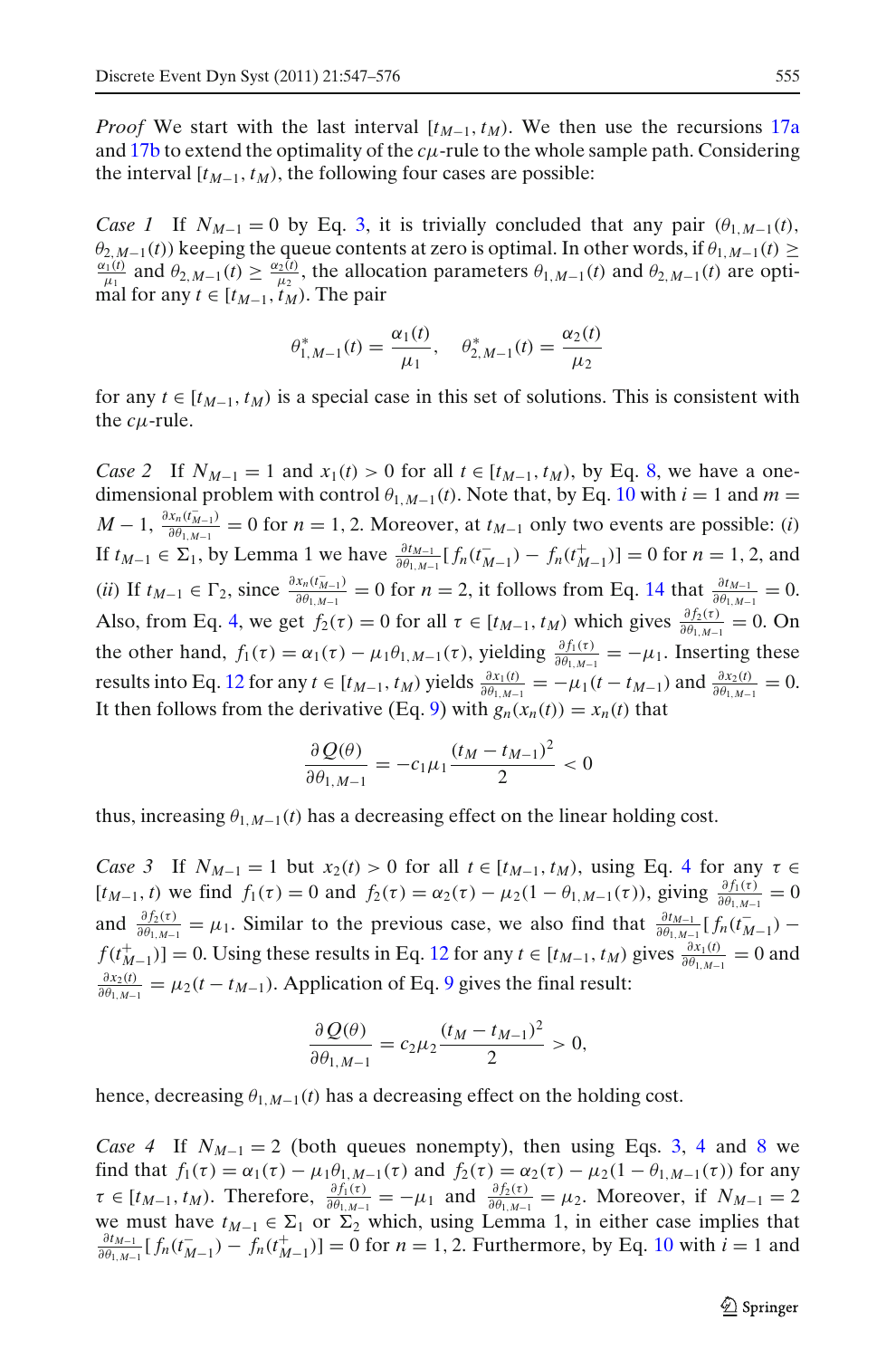*Proof* We start with the last interval $[t_{M-1}, t_M)$. We then use the recursions 17a and 17b to extend the optimality of the $c\mu$-rule to the whole sample path. Considering the interval $[t_{M-1}, t_M)$, the following four cases are possible:

*Case 1* If $N_{M-1} = 0$ by Eq. 3, it is trivially concluded that any pair $(\theta_{1,M-1}(t), \theta_{2,M-1}(t))$ keeping the queue contents at zero is optimal. In other words, if $\theta_{1,M-1}(t) \geq \frac{\alpha_1(t)}{\mu_1}$ and $\theta_{2,M-1}(t) \geq \frac{\alpha_2(t)}{\mu_2}$, the allocation parameters $\theta_{1,M-1}(t)$ and $\theta_{2,M-1}(t)$ are optimal for any $t \in [t_{M-1}, t_M)$. The pair

$$\theta^*_{1,M-1}(t) = \frac{\alpha_1(t)}{\mu_1}, \quad \theta^*_{2,M-1}(t) = \frac{\alpha_2(t)}{\mu_2}$$

for any $t \in [t_{M-1}, t_M)$ is a special case in this set of solutions. This is consistent with the $c\mu$-rule.

*Case 2* If $N_{M-1} = 1$ and $x_1(t) > 0$ for all $t \in [t_{M-1}, t_M)$, by Eq. 8, we have a one-dimensional problem with control $\theta_{1,M-1}(t)$. Note that, by Eq. 10 with $i = 1$ and $m = M - 1$, $\frac{\partial x_n(t^-_{M-1})}{\partial \theta_{1,M-1}} = 0$ for $n = 1, 2$. Moreover, at $t_{M-1}$ only two events are possible: (*i*) If $t_{M-1} \in \Sigma_1$, by Lemma 1 we have $\frac{\partial t_{M-1}}{\partial \theta_{1,M-1}}[f_n(t^-_{M-1}) - f_n(t^+_{M-1})] = 0$ for $n = 1, 2$, and (*ii*) If $t_{M-1} \in \Gamma_2$, since $\frac{\partial x_n(t^-_{M-1})}{\partial \theta_{1,M-1}} = 0$ for $n = 2$, it follows from Eq. 14 that $\frac{\partial t_{M-1}}{\partial \theta_{1,M-1}} = 0$. Also, from Eq. 4, we get $f_2(\tau) = 0$ for all $\tau \in [t_{M-1}, t_M)$ which gives $\frac{\partial f_2(\tau)}{\partial \theta_{1,M-1}} = 0$. On the other hand, $f_1(\tau) = \alpha_1(\tau) - \mu_1\theta_{1,M-1}(\tau)$, yielding $\frac{\partial f_1(\tau)}{\partial \theta_{1,M-1}} = -\mu_1$. Inserting these results into Eq. 12 for any $t \in [t_{M-1}, t_M)$ yields $\frac{\partial x_1(t)}{\partial \theta_{1,M-1}} = -\mu_1(t - t_{M-1})$ and $\frac{\partial x_2(t)}{\partial \theta_{1,M-1}} = 0$. It then follows from the derivative (Eq. 9) with $g_n(x_n(t)) = x_n(t)$ that

$$\frac{\partial Q(\theta)}{\partial \theta_{1,M-1}} = -c_1\mu_1\frac{(t_M - t_{M-1})^2}{2} < 0$$

thus, increasing $\theta_{1,M-1}(t)$ has a decreasing effect on the linear holding cost.

*Case 3* If $N_{M-1} = 1$ but $x_2(t) > 0$ for all $t \in [t_{M-1}, t_M)$, using Eq. 4 for any $\tau \in [t_{M-1}, t)$ we find $f_1(\tau) = 0$ and $f_2(\tau) = \alpha_2(\tau) - \mu_2(1 - \theta_{1,M-1}(\tau))$, giving $\frac{\partial f_1(\tau)}{\partial \theta_{1,M-1}} = 0$ and $\frac{\partial f_2(\tau)}{\partial \theta_{1,M-1}} = \mu_1$. Similar to the previous case, we also find that $\frac{\partial t_{M-1}}{\partial \theta_{1,M-1}}[f_n(t^-_{M-1}) - f(t^+_{M-1})] = 0$. Using these results in Eq. 12 for any $t \in [t_{M-1}, t_M)$ gives $\frac{\partial x_1(t)}{\partial \theta_{1,M-1}} = 0$ and $\frac{\partial x_2(t)}{\partial \theta_{1,M-1}} = \mu_2(t - t_{M-1})$. Application of Eq. 9 gives the final result:

$$\frac{\partial Q(\theta)}{\partial \theta_{1,M-1}} = c_2\mu_2\frac{(t_M - t_{M-1})^2}{2} > 0,$$

hence, decreasing $\theta_{1,M-1}(t)$ has a decreasing effect on the holding cost.

*Case 4* If $N_{M-1} = 2$ (both queues nonempty), then using Eqs. 3, 4 and 8 we find that $f_1(\tau) = \alpha_1(\tau) - \mu_1\theta_{1,M-1}(\tau)$ and $f_2(\tau) = \alpha_2(\tau) - \mu_2(1 - \theta_{1,M-1}(\tau))$ for any $\tau \in [t_{M-1}, t_M)$. Therefore, $\frac{\partial f_1(\tau)}{\partial \theta_{1,M-1}} = -\mu_1$ and $\frac{\partial f_2(\tau)}{\partial \theta_{1,M-1}} = \mu_2$. Moreover, if $N_{M-1} = 2$ we must have $t_{M-1} \in \Sigma_1$ or $\Sigma_2$ which, using Lemma 1, in either case implies that $\frac{\partial t_{M-1}}{\partial \theta_{1,M-1}}[f_n(t^-_{M-1}) - f_n(t^+_{M-1})] = 0$ for $n = 1, 2$. Furthermore, by Eq. 10 with $i = 1$ and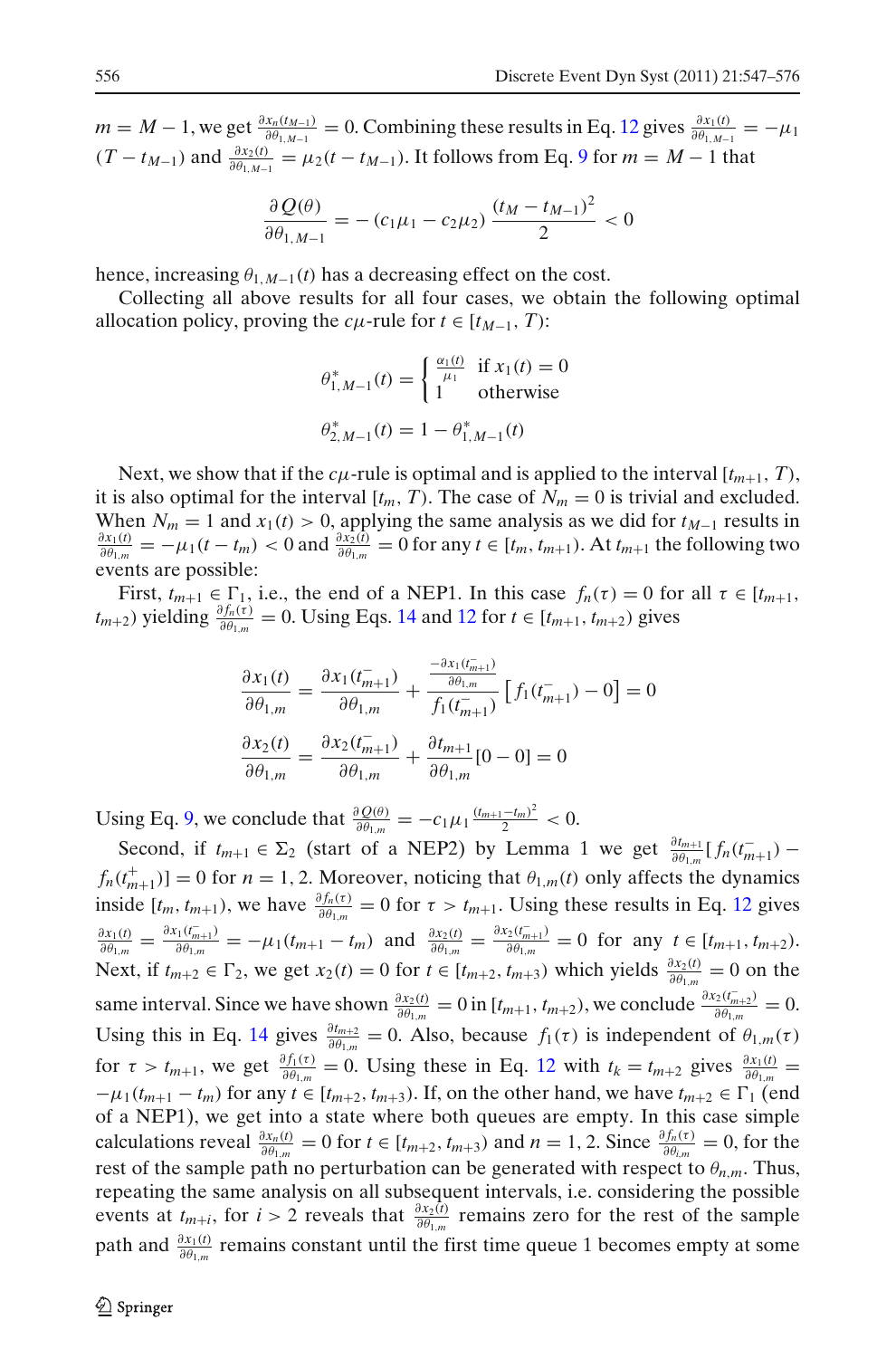$m = M-1$, we get $\frac{\partial x_n(t_{M-1})}{\partial \theta_{1,M-1}} = 0$. Combining these results in Eq. 12 gives $\frac{\partial x_1(t)}{\partial \theta_{1,M-1}} = -\mu_1 (T - t_{M-1})$ and $\frac{\partial x_2(t)}{\partial \theta_{1,M-1}} = \mu_2(t - t_{M-1})$. It follows from Eq. 9 for $m = M-1$ that

$$\frac{\partial Q(\theta)}{\partial \theta_{1,M-1}} = -\left(c_1\mu_1 - c_2\mu_2\right)\frac{(t_M - t_{M-1})^2}{2} < 0$$

hence, increasing $\theta_{1,M-1}(t)$ has a decreasing effect on the cost.

Collecting all above results for all four cases, we obtain the following optimal allocation policy, proving the $c\mu$-rule for $t \in [t_{M-1}, T)$:

$$\theta^*_{1,M-1}(t) = \begin{cases} \frac{\alpha_1(t)}{\mu_1} & \text{if } x_1(t) = 0 \\ 1 & \text{otherwise} \end{cases}$$

$$\theta^*_{2,M-1}(t) = 1 - \theta^*_{1,M-1}(t)$$

Next, we show that if the $c\mu$-rule is optimal and is applied to the interval $[t_{m+1}, T)$, it is also optimal for the interval $[t_m, T)$. The case of $N_m = 0$ is trivial and excluded. When $N_m = 1$ and $x_1(t) > 0$, applying the same analysis as we did for $t_{M-1}$ results in $\frac{\partial x_1(t)}{\partial \theta_{1,m}} = -\mu_1(t - t_m) < 0$ and $\frac{\partial x_2(t)}{\partial \theta_{1,m}} = 0$ for any $t \in [t_m, t_{m+1})$. At $t_{m+1}$ the following two events are possible:

First, $t_{m+1} \in \Gamma_1$, i.e., the end of a NEP1. In this case $f_n(\tau) = 0$ for all $\tau \in [t_{m+1}, t_{m+2})$ yielding $\frac{\partial f_n(\tau)}{\partial \theta_{1,m}} = 0$. Using Eqs. 14 and 12 for $t \in [t_{m+1}, t_{m+2})$ gives

$$\frac{\partial x_1(t)}{\partial \theta_{1,m}} = \frac{\partial x_1(t^-_{m+1})}{\partial \theta_{1,m}} + \frac{\frac{-\partial x_1(t^-_{m+1})}{\partial \theta_{1,m}}}{f_1(t^-_{m+1})}\left[f_1(t^-_{m+1}) - 0\right] = 0$$

$$\frac{\partial x_2(t)}{\partial \theta_{1,m}} = \frac{\partial x_2(t^-_{m+1})}{\partial \theta_{1,m}} + \frac{\partial t_{m+1}}{\partial \theta_{1,m}}[0 - 0] = 0$$

Using Eq. 9, we conclude that $\frac{\partial Q(\theta)}{\partial \theta_{1,m}} = -c_1\mu_1\frac{(t_{m+1}-t_m)^2}{2} < 0$.

Second, if $t_{m+1} \in \Sigma_2$ (start of a NEP2) by Lemma 1 we get $\frac{\partial t_{m+1}}{\partial \theta_{1,m}}[f_n(t^-_{m+1}) - f_n(t^+_{m+1})] = 0$ for $n = 1, 2$. Moreover, noticing that $\theta_{1,m}(t)$ only affects the dynamics inside $[t_m, t_{m+1})$, we have $\frac{\partial f_n(\tau)}{\partial \theta_{1,m}} = 0$ for $\tau > t_{m+1}$. Using these results in Eq. 12 gives $\frac{\partial x_1(t)}{\partial \theta_{1,m}} = \frac{\partial x_1(t^-_{m+1})}{\partial \theta_{1,m}} = -\mu_1(t_{m+1} - t_m)$ and $\frac{\partial x_2(t)}{\partial \theta_{1,m}} = \frac{\partial x_2(t^-_{m+1})}{\partial \theta_{1,m}} = 0$ for any $t \in [t_{m+1}, t_{m+2})$. Next, if $t_{m+2} \in \Gamma_2$, we get $x_2(t) = 0$ for $t \in [t_{m+2}, t_{m+3})$ which yields $\frac{\partial x_2(t)}{\partial \theta_{1,m}} = 0$ on the same interval. Since we have shown $\frac{\partial x_2(t)}{\partial \theta_{1,m}} = 0$ in $[t_{m+1}, t_{m+2})$, we conclude $\frac{\partial x_2(t^-_{m+2})}{\partial \theta_{1,m}} = 0$. Using this in Eq. 14 gives $\frac{\partial t_{m+2}}{\partial \theta_{1,m}} = 0$. Also, because $f_1(\tau)$ is independent of $\theta_{1,m}(\tau)$ for $\tau > t_{m+1}$, we get $\frac{\partial f_1(\tau)}{\partial \theta_{1,m}} = 0$. Using these in Eq. 12 with $t_k = t_{m+2}$ gives $\frac{\partial x_1(t)}{\partial \theta_{1,m}} = -\mu_1(t_{m+1} - t_m)$ for any $t \in [t_{m+2}, t_{m+3})$. If, on the other hand, we have $t_{m+2} \in \Gamma_1$ (end of a NEP1), we get into a state where both queues are empty. In this case simple calculations reveal $\frac{\partial x_n(t)}{\partial \theta_{1,m}} = 0$ for $t \in [t_{m+2}, t_{m+3})$ and $n = 1, 2$. Since $\frac{\partial f_n(\tau)}{\partial \theta_{i,m}} = 0$, for the rest of the sample path no perturbation can be generated with respect to $\theta_{n,m}$. Thus, repeating the same analysis on all subsequent intervals, i.e. considering the possible events at $t_{m+i}$, for $i > 2$ reveals that $\frac{\partial x_2(t)}{\partial \theta_{1,m}}$ remains zero for the rest of the sample path and $\frac{\partial x_1(t)}{\partial \theta_{1,m}}$ remains constant until the first time queue 1 becomes empty at some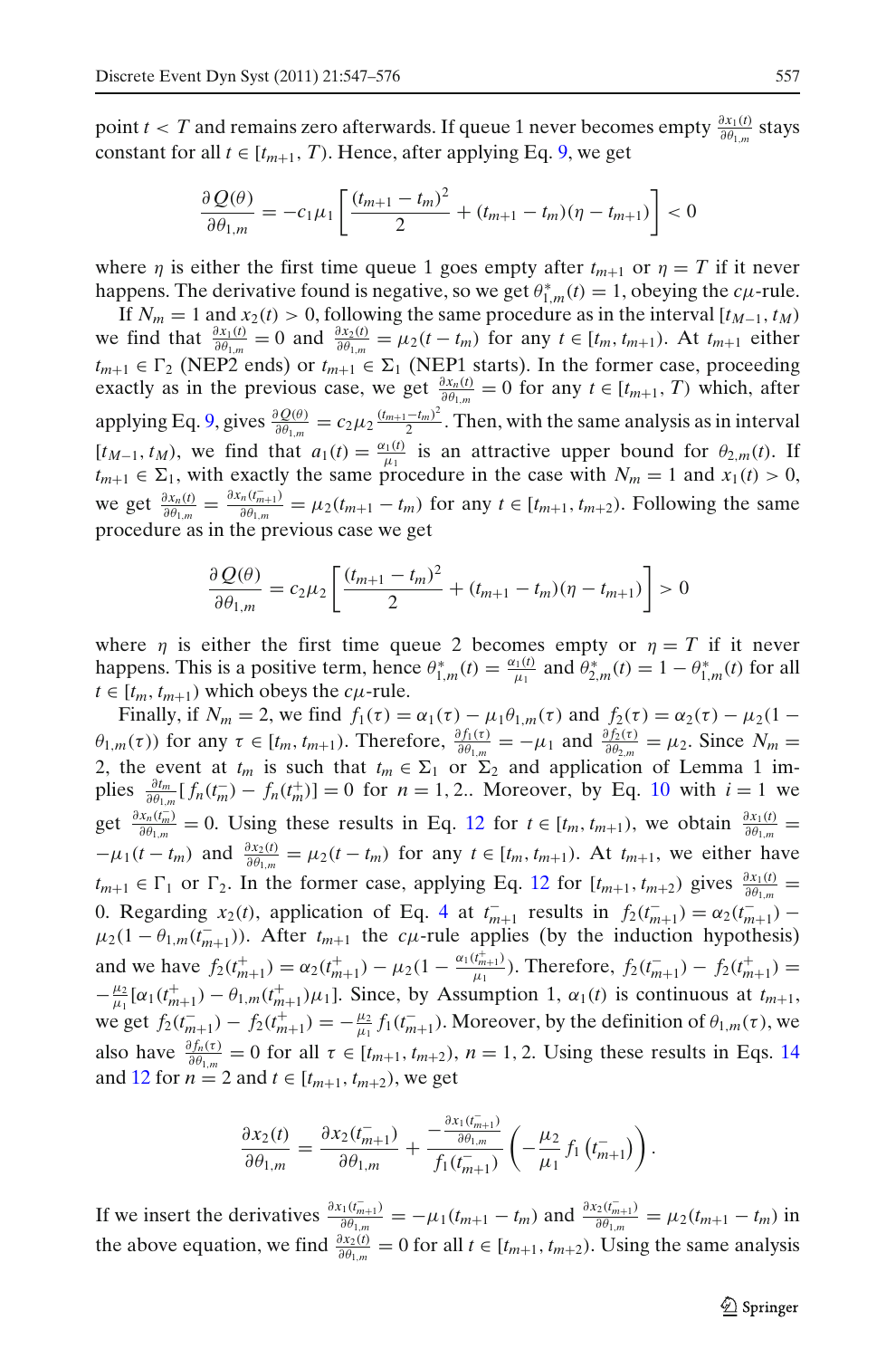point $t < T$ and remains zero afterwards. If queue 1 never becomes empty $\frac{\partial x_1(t)}{\partial \theta_{1,m}}$ stays constant for all $t \in [t_{m+1}, T)$. Hence, after applying Eq. 9, we get

$$\frac{\partial Q(\theta)}{\partial \theta_{1,m}} = -c_1\mu_1\left[\frac{(t_{m+1}-t_m)^2}{2} + (t_{m+1}-t_m)(\eta - t_{m+1})\right] < 0$$

where $\eta$ is either the first time queue 1 goes empty after $t_{m+1}$ or $\eta = T$ if it never happens. The derivative found is negative, so we get $\theta^*_{1,m}(t) = 1$, obeying the $c\mu$-rule.

If $N_m = 1$ and $x_2(t) > 0$, following the same procedure as in the interval $[t_{M-1}, t_M)$ we find that $\frac{\partial x_1(t)}{\partial \theta_{1,m}} = 0$ and $\frac{\partial x_2(t)}{\partial \theta_{1,m}} = \mu_2(t - t_m)$ for any $t \in [t_m, t_{m+1})$. At $t_{m+1}$ either $t_{m+1} \in \Gamma_2$ (NEP2 ends) or $t_{m+1} \in \Sigma_1$ (NEP1 starts). In the former case, proceeding exactly as in the previous case, we get $\frac{\partial x_n(t)}{\partial \theta_{1,m}} = 0$ for any $t \in [t_{m+1}, T)$ which, after applying Eq. 9, gives $\frac{\partial Q(\theta)}{\partial \theta_{1,m}} = c_2\mu_2\frac{(t_{m+1}-t_m)^2}{2}$. Then, with the same analysis as in interval $[t_{M-1}, t_M)$, we find that $a_1(t) = \frac{\alpha_1(t)}{\mu_1}$ is an attractive upper bound for $\theta_{2,m}(t)$. If $t_{m+1} \in \Sigma_1$, with exactly the same procedure in the case with $N_m = 1$ and $x_1(t) > 0$, we get $\frac{\partial x_n(t)}{\partial \theta_{1,m}} = \frac{\partial x_n(t^-_{m+1})}{\partial \theta_{1,m}} = \mu_2(t_{m+1} - t_m)$ for any $t \in [t_{m+1}, t_{m+2})$. Following the same procedure as in the previous case we get

$$\frac{\partial Q(\theta)}{\partial \theta_{1,m}} = c_2\mu_2\left[\frac{(t_{m+1}-t_m)^2}{2} + (t_{m+1}-t_m)(\eta - t_{m+1})\right] > 0$$

where $\eta$ is either the first time queue 2 becomes empty or $\eta = T$ if it never happens. This is a positive term, hence $\theta^*_{1,m}(t) = \frac{\alpha_1(t)}{\mu_1}$ and $\theta^*_{2,m}(t) = 1 - \theta^*_{1,m}(t)$ for all $t \in [t_m, t_{m+1})$ which obeys the $c\mu$-rule.

Finally, if $N_m = 2$, we find $f_1(\tau) = \alpha_1(\tau) - \mu_1\theta_{1,m}(\tau)$ and $f_2(\tau) = \alpha_2(\tau) - \mu_2(1 - \theta_{1,m}(\tau))$ for any $\tau \in [t_m, t_{m+1})$. Therefore, $\frac{\partial f_1(\tau)}{\partial \theta_{1,m}} = -\mu_1$ and $\frac{\partial f_2(\tau)}{\partial \theta_{2,m}} = \mu_2$. Since $N_m = 2$, the event at $t_m$ is such that $t_m \in \Sigma_1$ or $\Sigma_2$ and application of Lemma 1 implies $\frac{\partial t_m}{\partial \theta_{1,m}}[f_n(t^-_m) - f_n(t^+_m)] = 0$ for $n = 1, 2$.. Moreover, by Eq. 10 with $i = 1$ we get $\frac{\partial x_n(t^-_m)}{\partial \theta_{1,m}} = 0$. Using these results in Eq. 12 for $t \in [t_m, t_{m+1})$, we obtain $\frac{\partial x_1(t)}{\partial \theta_{1,m}} = -\mu_1(t - t_m)$ and $\frac{\partial x_2(t)}{\partial \theta_{1,m}} = \mu_2(t - t_m)$ for any $t \in [t_m, t_{m+1})$. At $t_{m+1}$, we either have $t_{m+1} \in \Gamma_1$ or $\Gamma_2$. In the former case, applying Eq. 12 for $[t_{m+1}, t_{m+2})$ gives $\frac{\partial x_1(t)}{\partial \theta_{1,m}} = 0$. Regarding $x_2(t)$, application of Eq. 4 at $t^-_{m+1}$ results in $f_2(t^-_{m+1}) = \alpha_2(t^-_{m+1}) - \mu_2(1 - \theta_{1,m}(t^-_{m+1}))$. After $t_{m+1}$ the $c\mu$-rule applies (by the induction hypothesis) and we have $f_2(t^+_{m+1}) = \alpha_2(t^+_{m+1}) - \mu_2(1 - \frac{\alpha_1(t^+_{m+1})}{\mu_1})$. Therefore, $f_2(t^-_{m+1}) - f_2(t^+_{m+1}) = -\frac{\mu_2}{\mu_1}[\alpha_1(t^+_{m+1}) - \theta_{1,m}(t^+_{m+1})\mu_1]$. Since, by Assumption 1, $\alpha_1(t)$ is continuous at $t_{m+1}$, we get $f_2(t^-_{m+1}) - f_2(t^+_{m+1}) = -\frac{\mu_2}{\mu_1} f_1(t^-_{m+1})$. Moreover, by the definition of $\theta_{1,m}(\tau)$, we also have $\frac{\partial f_n(\tau)}{\partial \theta_{1,m}} = 0$ for all $\tau \in [t_{m+1}, t_{m+2})$, $n = 1, 2$. Using these results in Eqs. 14 and 12 for $n = 2$ and $t \in [t_{m+1}, t_{m+2})$, we get

$$\frac{\partial x_2(t)}{\partial \theta_{1,m}} = \frac{\partial x_2(t^-_{m+1})}{\partial \theta_{1,m}} + \frac{-\frac{\partial x_1(t^-_{m+1})}{\partial \theta_{1,m}}}{f_1(t^-_{m+1})}\left(-\frac{\mu_2}{\mu_1} f_1\left(t^-_{m+1}\right)\right).$$

If we insert the derivatives $\frac{\partial x_1(t^-_{m+1})}{\partial \theta_{1,m}} = -\mu_1(t_{m+1} - t_m)$ and $\frac{\partial x_2(t^-_{m+1})}{\partial \theta_{1,m}} = \mu_2(t_{m+1} - t_m)$ in the above equation, we find $\frac{\partial x_2(t)}{\partial \theta_{1,m}} = 0$ for all $t \in [t_{m+1}, t_{m+2})$. Using the same analysis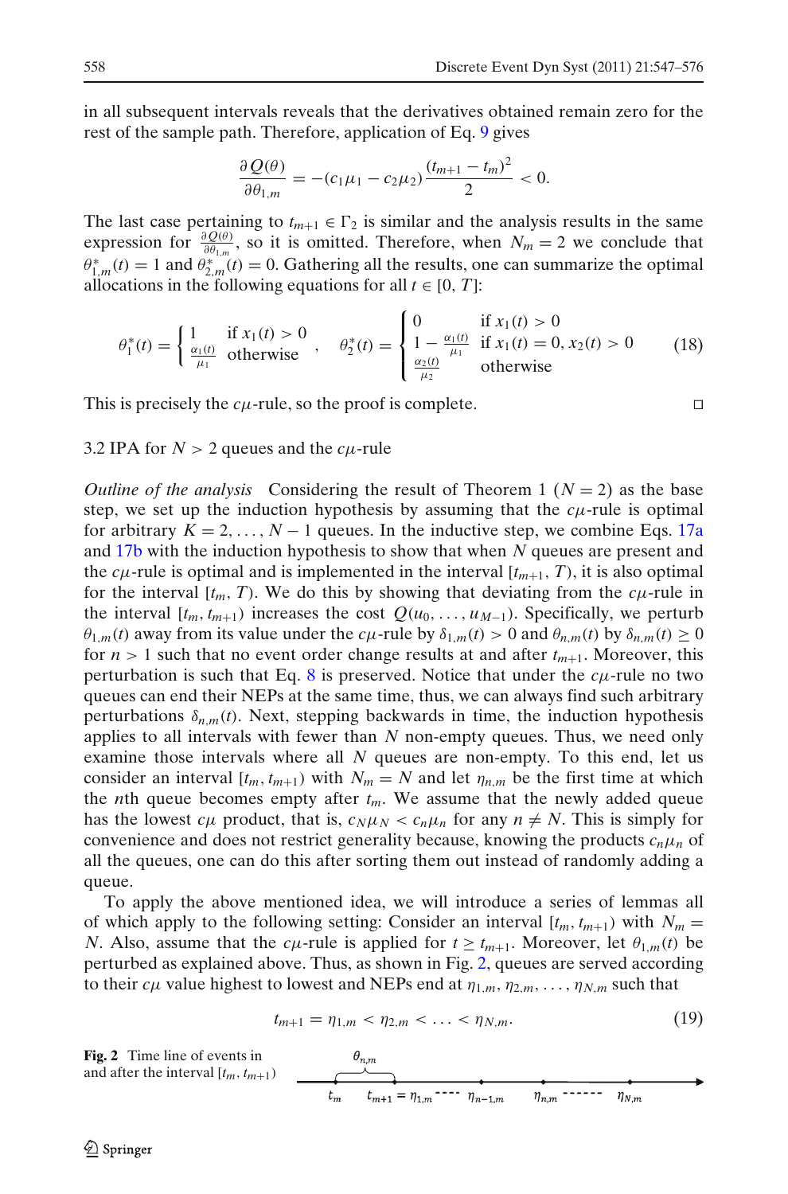in all subsequent intervals reveals that the derivatives obtained remain zero for the rest of the sample path. Therefore, application of Eq. 9 gives

$$\frac{\partial Q(\theta)}{\partial \theta_{1,m}} = -(c_1\mu_1 - c_2\mu_2)\frac{(t_{m+1}-t_m)^2}{2} < 0.$$

The last case pertaining to $t_{m+1} \in \Gamma_2$ is similar and the analysis results in the same expression for $\frac{\partial Q(\theta)}{\partial \theta_{1,m}}$, so it is omitted. Therefore, when $N_m = 2$ we conclude that $\theta^*_{1,m}(t) = 1$ and $\theta^*_{2,m}(t) = 0$. Gathering all the results, one can summarize the optimal allocations in the following equations for all $t \in [0, T]$:

$$\theta_1^*(t) = \begin{cases} 1 & \text{if } x_1(t) > 0 \\ \frac{\alpha_1(t)}{\mu_1} & \text{otherwise} \end{cases}, \quad \theta_2^*(t) = \begin{cases} 0 & \text{if } x_1(t) > 0 \\ 1 - \frac{\alpha_1(t)}{\mu_1} & \text{if } x_1(t) = 0, x_2(t) > 0 \\ \frac{\alpha_2(t)}{\mu_2} & \text{otherwise} \end{cases} \tag{18}$$

This is precisely the $c\mu$-rule, so the proof is complete. □

### 3.2 IPA for $N > 2$ queues and the $c\mu$-rule

*Outline of the analysis* Considering the result of Theorem 1 ($N = 2$) as the base step, we set up the induction hypothesis by assuming that the $c\mu$-rule is optimal for arbitrary $K = 2, \ldots, N-1$ queues. In the inductive step, we combine Eqs. 17a and 17b with the induction hypothesis to show that when $N$ queues are present and the $c\mu$-rule is optimal and is implemented in the interval $[t_{m+1}, T)$, it is also optimal for the interval $[t_m, T)$. We do this by showing that deviating from the $c\mu$-rule in the interval $[t_m, t_{m+1})$ increases the cost $Q(u_0, \ldots, u_{M-1})$. Specifically, we perturb $\theta_{1,m}(t)$ away from its value under the $c\mu$-rule by $\delta_{1,m}(t) > 0$ and $\theta_{n,m}(t)$ by $\delta_{n,m}(t) \geq 0$ for $n > 1$ such that no event order change results at and after $t_{m+1}$. Moreover, this perturbation is such that Eq. 8 is preserved. Notice that under the $c\mu$-rule no two queues can end their NEPs at the same time, thus, we can always find such arbitrary perturbations $\delta_{n,m}(t)$. Next, stepping backwards in time, the induction hypothesis applies to all intervals with fewer than $N$ non-empty queues. Thus, we need only examine those intervals where all $N$ queues are non-empty. To this end, let us consider an interval $[t_m, t_{m+1})$ with $N_m = N$ and let $\eta_{n,m}$ be the first time at which the $n$th queue becomes empty after $t_m$. We assume that the newly added queue has the lowest $c\mu$ product, that is, $c_N\mu_N < c_n\mu_n$ for any $n \neq N$. This is simply for convenience and does not restrict generality because, knowing the products $c_n\mu_n$ of all the queues, one can do this after sorting them out instead of randomly adding a queue.

To apply the above mentioned idea, we will introduce a series of lemmas all of which apply to the following setting: Consider an interval $[t_m, t_{m+1})$ with $N_m = N$. Also, assume that the $c\mu$-rule is applied for $t \geq t_{m+1}$. Moreover, let $\theta_{1,m}(t)$ be perturbed as explained above. Thus, as shown in Fig. 2, queues are served according to their $c\mu$ value highest to lowest and NEPs end at $\eta_{1,m}, \eta_{2,m}, \ldots, \eta_{N,m}$ such that

$$t_{m+1} = \eta_{1,m} < \eta_{2,m} < \ldots < \eta_{N,m}. \tag{19}$$

**Fig. 2** Time line of events in and after the interval $[t_m, t_{m+1})$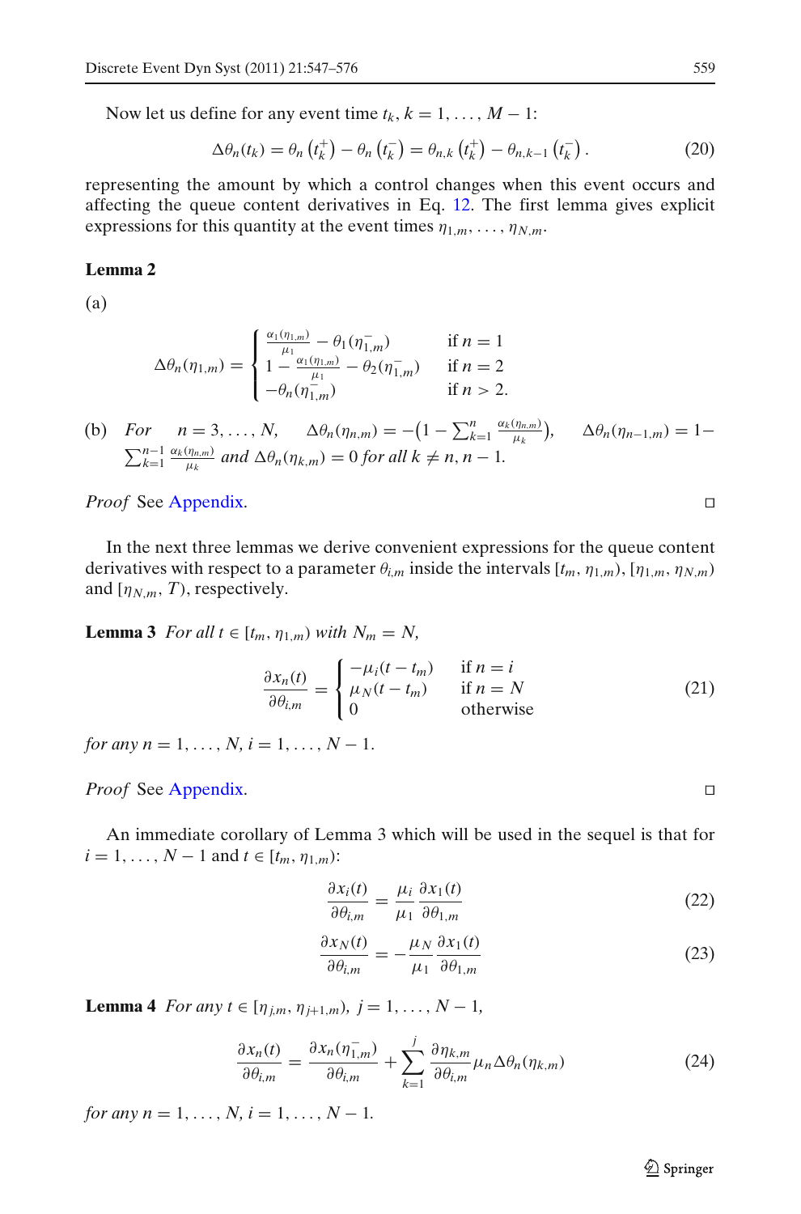Now let us define for any event time $t_k$, $k = 1, \ldots, M-1$:

$$\Delta\theta_n(t_k) = \theta_n\left(t_k^+\right) - \theta_n\left(t_k^-\right) = \theta_{n,k}\left(t_k^+\right) - \theta_{n,k-1}\left(t_k^-\right). \tag{20}$$

representing the amount by which a control changes when this event occurs and affecting the queue content derivatives in Eq. 12. The first lemma gives explicit expressions for this quantity at the event times $\eta_{1,m}, \ldots, \eta_{N,m}$.

**Lemma 2**

(a)

$$\Delta\theta_n(\eta_{1,m}) = \begin{cases} \frac{\alpha_1(\eta_{1,m})}{\mu_1} - \theta_1(\eta_{1,m}^-) & \text{if } n = 1 \\ 1 - \frac{\alpha_1(\eta_{1,m})}{\mu_1} - \theta_2(\eta_{1,m}^-) & \text{if } n = 2 \\ -\theta_n(\eta_{1,m}^-) & \text{if } n > 2. \end{cases}$$

(b) *For* $n = 3, \ldots, N$, $\Delta\theta_n(\eta_{n,m}) = -\left(1 - \sum_{k=1}^{n} \frac{\alpha_k(\eta_{n,m})}{\mu_k}\right)$, $\Delta\theta_n(\eta_{n-1,m}) = 1 - \sum_{k=1}^{n-1} \frac{\alpha_k(\eta_{n,m})}{\mu_k}$ *and* $\Delta\theta_n(\eta_{k,m}) = 0$ *for all* $k \neq n, n-1$.

*Proof* See Appendix. □

In the next three lemmas we derive convenient expressions for the queue content derivatives with respect to a parameter $\theta_{i,m}$ inside the intervals $[t_m, \eta_{1,m})$, $[\eta_{1,m}, \eta_{N,m})$ and $[\eta_{N,m}, T)$, respectively.

**Lemma 3** *For all* $t \in [t_m, \eta_{1,m})$ *with* $N_m = N$,

$$\frac{\partial x_n(t)}{\partial \theta_{i,m}} = \begin{cases} -\mu_i(t - t_m) & \text{if } n = i \\ \mu_N(t - t_m) & \text{if } n = N \\ 0 & \text{otherwise} \end{cases} \tag{21}$$

*for any* $n = 1, \ldots, N$, $i = 1, \ldots, N-1$.

*Proof* See Appendix. □

An immediate corollary of Lemma 3 which will be used in the sequel is that for $i = 1, \ldots, N-1$ and $t \in [t_m, \eta_{1,m})$:

$$\frac{\partial x_i(t)}{\partial \theta_{i,m}} = \frac{\mu_i}{\mu_1} \frac{\partial x_1(t)}{\partial \theta_{1,m}} \tag{22}$$

$$\frac{\partial x_N(t)}{\partial \theta_{i,m}} = -\frac{\mu_N}{\mu_1} \frac{\partial x_1(t)}{\partial \theta_{1,m}} \tag{23}$$

**Lemma 4** *For any* $t \in [\eta_{j,m}, \eta_{j+1,m})$, $j = 1, \ldots, N-1$,

$$\frac{\partial x_n(t)}{\partial \theta_{i,m}} = \frac{\partial x_n(\eta_{1,m}^-)}{\partial \theta_{i,m}} + \sum_{k=1}^{j} \frac{\partial \eta_{k,m}}{\partial \theta_{i,m}} \mu_n \Delta\theta_n(\eta_{k,m}) \tag{24}$$

*for any* $n = 1, \ldots, N$, $i = 1, \ldots, N-1$.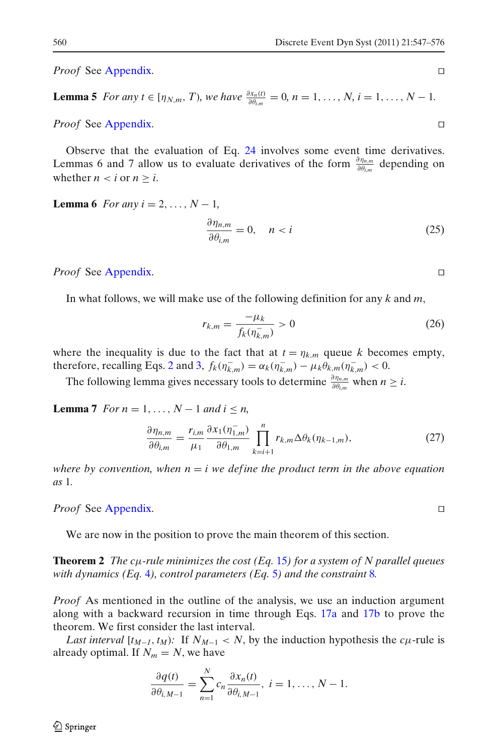*Proof* See Appendix. □

**Lemma 5** *For any* $t \in [\eta_{N,m}, T)$*, we have* $\frac{\partial x_n(t)}{\partial \theta_{i,m}} = 0$, $n = 1, \ldots, N$, $i = 1, \ldots, N-1$.

*Proof* See Appendix. □

Observe that the evaluation of Eq. 24 involves some event time derivatives. Lemmas 6 and 7 allow us to evaluate derivatives of the form $\frac{\partial \eta_{n,m}}{\partial \theta_{i,m}}$ depending on whether $n < i$ or $n \geq i$.

**Lemma 6** *For any* $i = 2, \ldots, N-1$,

$$\frac{\partial \eta_{n,m}}{\partial \theta_{i,m}} = 0, \quad n < i \tag{25}$$

*Proof* See Appendix. □

In what follows, we will make use of the following definition for any $k$ and $m$,

$$r_{k,m} = \frac{-\mu_k}{f_k(\eta_{k,m}^-)} > 0 \tag{26}$$

where the inequality is due to the fact that at $t = \eta_{k,m}$ queue $k$ becomes empty, therefore, recalling Eqs. 2 and 3, $f_k(\eta_{k,m}^-) = \alpha_k(\eta_{k,m}^-) - \mu_k \theta_{k,m}(\eta_{k,m}^-) < 0$.

The following lemma gives necessary tools to determine $\frac{\partial \eta_{n,m}}{\partial \theta_{i,m}}$ when $n \geq i$.

**Lemma 7** *For* $n = 1, \ldots, N-1$ *and* $i \leq n$,

$$\frac{\partial \eta_{n,m}}{\partial \theta_{i,m}} = \frac{r_{i,m}}{\mu_1} \frac{\partial x_1(\eta_{1,m}^-)}{\partial \theta_{1,m}} \prod_{k=i+1}^{n} r_{k,m} \Delta\theta_k(\eta_{k-1,m}), \tag{27}$$

*where by convention, when* $n = i$ *we define the product term in the above equation as* 1.

*Proof* See Appendix. □

We are now in the position to prove the main theorem of this section.

**Theorem 2** *The* $c\mu$*-rule minimizes the cost (Eq. 15) for a system of* $N$ *parallel queues with dynamics (Eq. 4), control parameters (Eq. 5) and the constraint 8.*

*Proof* As mentioned in the outline of the analysis, we use an induction argument along with a backward recursion in time through Eqs. 17a and 17b to prove the theorem. We first consider the last interval.

*Last interval* $[t_{M-1}, t_M)$*:* If $N_{M-1} < N$, by the induction hypothesis the $c\mu$-rule is already optimal. If $N_m = N$, we have

$$\frac{\partial q(t)}{\partial \theta_{i,M-1}} = \sum_{n=1}^{N} c_n \frac{\partial x_n(t)}{\partial \theta_{i,M-1}}, \; i = 1, \ldots, N-1.$$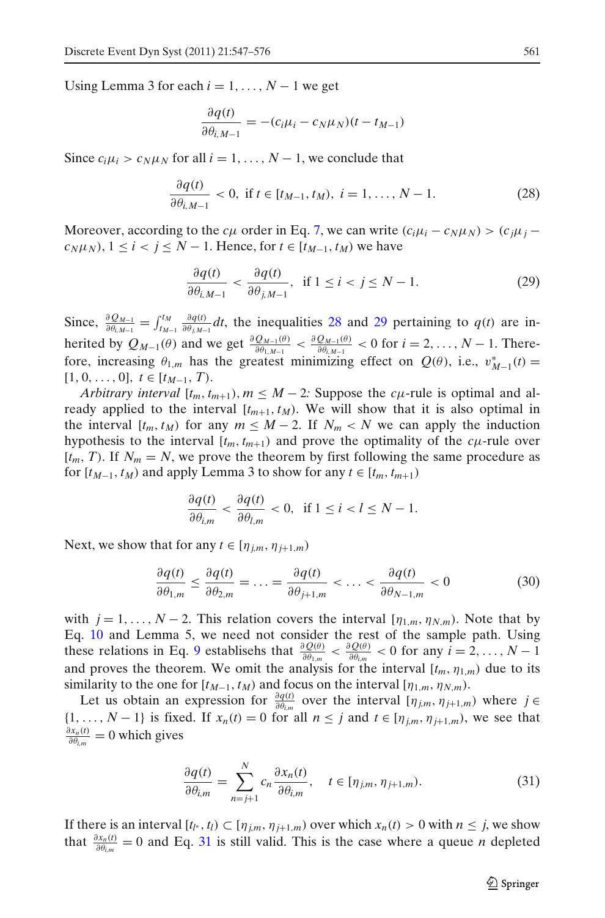Using Lemma 3 for each $i = 1, \ldots, N-1$ we get

$$\frac{\partial q(t)}{\partial \theta_{i,M-1}} = -(c_i\mu_i - c_N\mu_N)(t - t_{M-1})$$

Since $c_i\mu_i > c_N\mu_N$ for all $i = 1, \ldots, N-1$, we conclude that

$$\frac{\partial q(t)}{\partial \theta_{i,M-1}} < 0, \text{ if } t \in [t_{M-1}, t_M),\ i = 1, \ldots, N-1. \tag{28}$$

Moreover, according to the $c\mu$ order in Eq. 7, we can write $(c_i\mu_i - c_N\mu_N) > (c_j\mu_j - c_N\mu_N)$, $1 \le i < j \le N-1$. Hence, for $t \in [t_{M-1}, t_M)$ we have

$$\frac{\partial q(t)}{\partial \theta_{i,M-1}} < \frac{\partial q(t)}{\partial \theta_{j,M-1}}, \text{ if } 1 \le i < j \le N-1. \tag{29}$$

Since, $\frac{\partial Q_{M-1}}{\partial \theta_{i,M-1}} = \int_{t_{M-1}}^{t_M} \frac{\partial q(t)}{\partial \theta_{j,M-1}} dt$, the inequalities 28 and 29 pertaining to $q(t)$ are inherited by $Q_{M-1}(\theta)$ and we get $\frac{\partial Q_{M-1}(\theta)}{\partial \theta_{1,M-1}} < \frac{\partial Q_{M-1}(\theta)}{\partial \theta_{i,M-1}} < 0$ for $i = 2, \ldots, N-1$. Therefore, increasing $\theta_{1,m}$ has the greatest minimizing effect on $Q(\theta)$, i.e., $v^*_{M-1}(t) = [1, 0, \ldots, 0]$, $t \in [t_{M-1}, T)$.

*Arbitrary interval* $[t_m, t_{m+1}), m \le M-2$: Suppose the $c\mu$-rule is optimal and already applied to the interval $[t_{m+1}, t_M)$. We will show that it is also optimal in the interval $[t_m, t_M)$ for any $m \le M-2$. If $N_m < N$ we can apply the induction hypothesis to the interval $[t_m, t_{m+1})$ and prove the optimality of the $c\mu$-rule over $[t_m, T)$. If $N_m = N$, we prove the theorem by first following the same procedure as for $[t_{M-1}, t_M)$ and apply Lemma 3 to show for any $t \in [t_m, t_{m+1})$

$$\frac{\partial q(t)}{\partial \theta_{i,m}} < \frac{\partial q(t)}{\partial \theta_{l,m}} < 0, \text{ if } 1 \le i < l \le N-1.$$

Next, we show that for any $t \in [\eta_{j,m}, \eta_{j+1,m})$

$$\frac{\partial q(t)}{\partial \theta_{1,m}} \le \frac{\partial q(t)}{\partial \theta_{2,m}} = \ldots = \frac{\partial q(t)}{\partial \theta_{j+1,m}} < \ldots < \frac{\partial q(t)}{\partial \theta_{N-1,m}} < 0 \tag{30}$$

with $j = 1, \ldots, N-2$. This relation covers the interval $[\eta_{1,m}, \eta_{N,m})$. Note that by Eq. 10 and Lemma 5, we need not consider the rest of the sample path. Using these relations in Eq. 9 establisehs that $\frac{\partial Q(\theta)}{\partial \theta_{1,m}} < \frac{\partial Q(\theta)}{\partial \theta_{i,m}} < 0$ for any $i = 2, \ldots, N-1$ and proves the theorem. We omit the analysis for the interval $[t_m, \eta_{1,m})$ due to its similarity to the one for $[t_{M-1}, t_M)$ and focus on the interval $[\eta_{1,m}, \eta_{N,m})$.

Let us obtain an expression for $\frac{\partial q(t)}{\partial \theta_{i,m}}$ over the interval $[\eta_{j,m}, \eta_{j+1,m})$ where $j \in \{1, \ldots, N-1\}$ is fixed. If $x_n(t) = 0$ for all $n \le j$ and $t \in [\eta_{j,m}, \eta_{j+1,m})$, we see that $\frac{\partial x_n(t)}{\partial \theta_{i,m}} = 0$ which gives

$$\frac{\partial q(t)}{\partial \theta_{i,m}} = \sum_{n=j+1}^{N} c_n \frac{\partial x_n(t)}{\partial \theta_{i,m}}, \quad t \in [\eta_{j,m}, \eta_{j+1,m}). \tag{31}$$

If there is an interval $[t_{l^*}, t_l) \subset [\eta_{j,m}, \eta_{j+1,m})$ over which $x_n(t) > 0$ with $n \le j$, we show that $\frac{\partial x_n(t)}{\partial \theta_{i,m}} = 0$ and Eq. 31 is still valid. This is the case where a queue $n$ depleted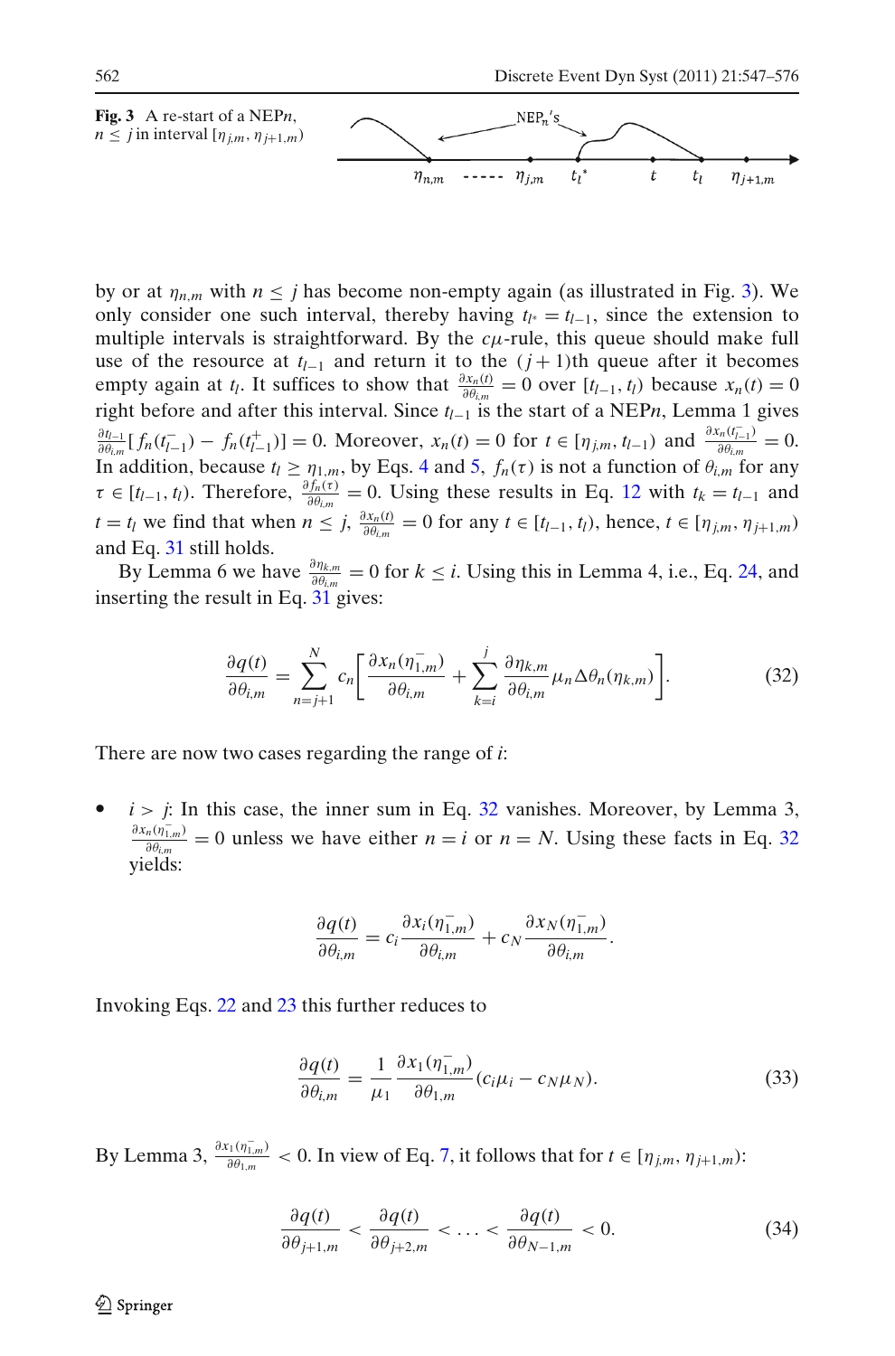**Fig. 3** A re-start of a NEP$n$, $n \leq j$ in interval $[\eta_{j,m}, \eta_{j+1,m})$

by or at $\eta_{n,m}$ with $n \leq j$ has become non-empty again (as illustrated in Fig. 3). We only consider one such interval, thereby having $t_{l^*} = t_{l-1}$, since the extension to multiple intervals is straightforward. By the $c\mu$-rule, this queue should make full use of the resource at $t_{l-1}$ and return it to the $(j+1)$th queue after it becomes empty again at $t_l$. It suffices to show that $\frac{\partial x_n(t)}{\partial \theta_{i,m}} = 0$ over $[t_{l-1}, t_l)$ because $x_n(t) = 0$ right before and after this interval. Since $t_{l-1}$ is the start of a NEP$n$, Lemma 1 gives $\frac{\partial t_{l-1}}{\partial \theta_{i,m}}[f_n(t_{l-1}^-) - f_n(t_{l-1}^+)] = 0$. Moreover, $x_n(t) = 0$ for $t \in [\eta_{j,m}, t_{l-1})$ and $\frac{\partial x_n(t_{l-1}^-)}{\partial \theta_{i,m}} = 0$. In addition, because $t_l \geq \eta_{1,m}$, by Eqs. 4 and 5, $f_n(\tau)$ is not a function of $\theta_{i,m}$ for any $\tau \in [t_{l-1}, t_l)$. Therefore, $\frac{\partial f_n(\tau)}{\partial \theta_{i,m}} = 0$. Using these results in Eq. 12 with $t_k = t_{l-1}$ and $t = t_l$ we find that when $n \leq j$, $\frac{\partial x_n(t)}{\partial \theta_{i,m}} = 0$ for any $t \in [t_{l-1}, t_l)$, hence, $t \in [\eta_{j,m}, \eta_{j+1,m})$ and Eq. 31 still holds.

By Lemma 6 we have $\frac{\partial \eta_{k,m}}{\partial \theta_{i,m}} = 0$ for $k \leq i$. Using this in Lemma 4, i.e., Eq. 24, and inserting the result in Eq. 31 gives:

$$\frac{\partial q(t)}{\partial \theta_{i,m}} = \sum_{n=j+1}^{N} c_n \left[ \frac{\partial x_n(\eta_{1,m}^-)}{\partial \theta_{i,m}} + \sum_{k=i}^{j} \frac{\partial \eta_{k,m}}{\partial \theta_{i,m}} \mu_n \Delta\theta_n(\eta_{k,m}) \right]. \tag{32}$$

There are now two cases regarding the range of $i$:

- $i > j$: In this case, the inner sum in Eq. 32 vanishes. Moreover, by Lemma 3, $\frac{\partial x_n(\eta_{1,m}^-)}{\partial \theta_{i,m}} = 0$ unless we have either $n = i$ or $n = N$. Using these facts in Eq. 32 yields:

$$\frac{\partial q(t)}{\partial \theta_{i,m}} = c_i \frac{\partial x_i(\eta_{1,m}^-)}{\partial \theta_{i,m}} + c_N \frac{\partial x_N(\eta_{1,m}^-)}{\partial \theta_{i,m}}.$$

Invoking Eqs. 22 and 23 this further reduces to

$$\frac{\partial q(t)}{\partial \theta_{i,m}} = \frac{1}{\mu_1} \frac{\partial x_1(\eta_{1,m}^-)}{\partial \theta_{1,m}} (c_i\mu_i - c_N\mu_N). \tag{33}$$

By Lemma 3, $\frac{\partial x_1(\eta_{1,m}^-)}{\partial \theta_{1,m}} < 0$. In view of Eq. 7, it follows that for $t \in [\eta_{j,m}, \eta_{j+1,m})$:

$$\frac{\partial q(t)}{\partial \theta_{j+1,m}} < \frac{\partial q(t)}{\partial \theta_{j+2,m}} < \ldots < \frac{\partial q(t)}{\partial \theta_{N-1,m}} < 0. \tag{34}$$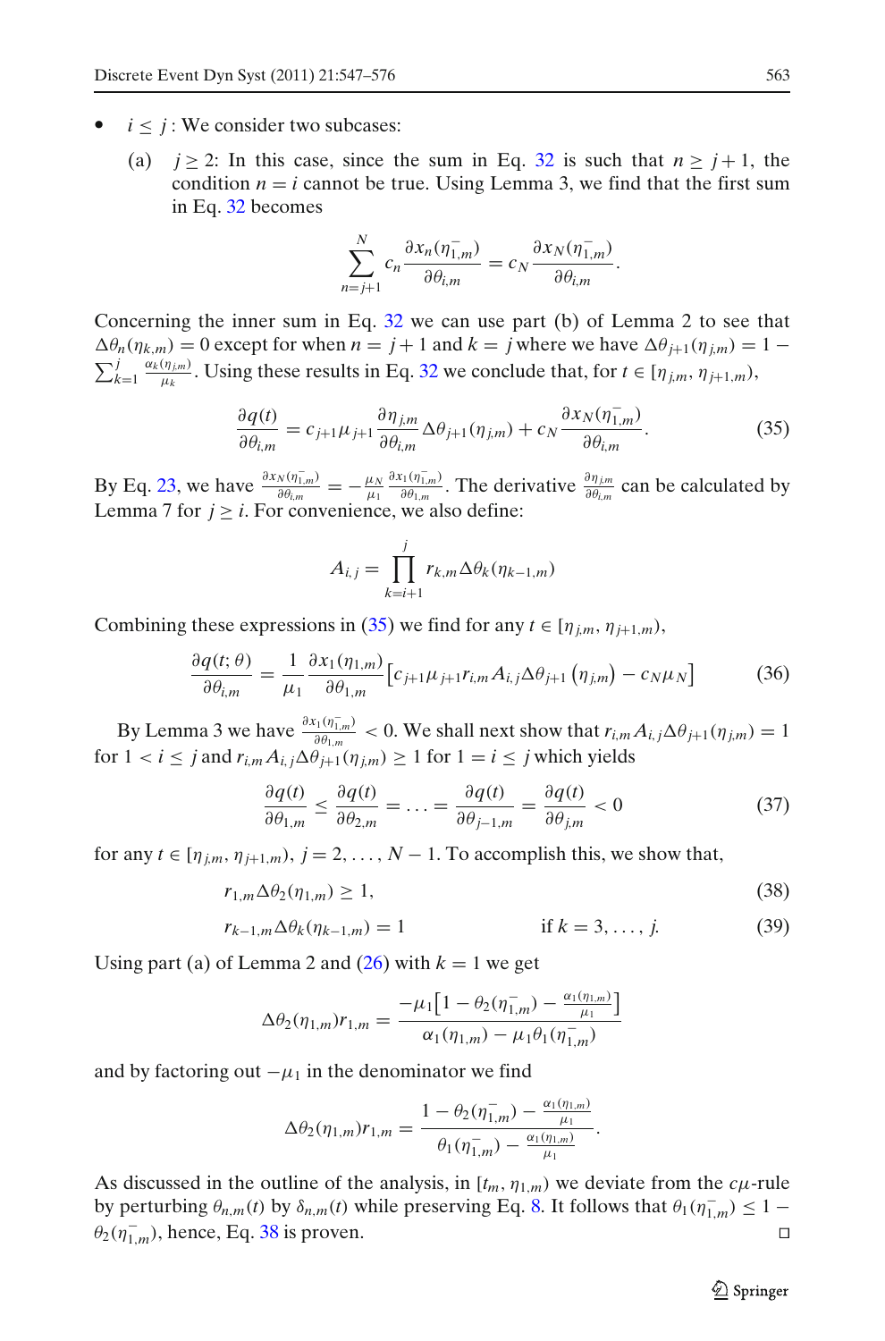- $i \leq j$ : We consider two subcases:

  (a) $j \geq 2$: In this case, since the sum in Eq. 32 is such that $n \geq j+1$, the condition $n = i$ cannot be true. Using Lemma 3, we find that the first sum in Eq. 32 becomes

$$\sum_{n=j+1}^{N} c_n \frac{\partial x_n(\eta_{1,m}^-)}{\partial \theta_{i,m}} = c_N \frac{\partial x_N(\eta_{1,m}^-)}{\partial \theta_{i,m}}.$$

Concerning the inner sum in Eq. 32 we can use part (b) of Lemma 2 to see that $\Delta\theta_n(\eta_{k,m}) = 0$ except for when $n = j+1$ and $k = j$ where we have $\Delta\theta_{j+1}(\eta_{j,m}) = 1 - \sum_{k=1}^{j} \frac{\alpha_k(\eta_{j,m})}{\mu_k}$. Using these results in Eq. 32 we conclude that, for $t \in [\eta_{j,m}, \eta_{j+1,m})$,

$$\frac{\partial q(t)}{\partial \theta_{i,m}} = c_{j+1}\mu_{j+1} \frac{\partial \eta_{j,m}}{\partial \theta_{i,m}} \Delta\theta_{j+1}(\eta_{j,m}) + c_N \frac{\partial x_N(\eta_{1,m}^-)}{\partial \theta_{i,m}}. \tag{35}$$

By Eq. 23, we have $\frac{\partial x_N(\eta_{1,m}^-)}{\partial \theta_{i,m}} = -\frac{\mu_N}{\mu_1} \frac{\partial x_1(\eta_{1,m}^-)}{\partial \theta_{1,m}}$. The derivative $\frac{\partial \eta_{j,m}}{\partial \theta_{i,m}}$ can be calculated by Lemma 7 for $j \geq i$. For convenience, we also define:

$$A_{i,j} = \prod_{k=i+1}^{j} r_{k,m} \Delta\theta_k(\eta_{k-1,m})$$

Combining these expressions in (35) we find for any $t \in [\eta_{j,m}, \eta_{j+1,m})$,

$$\frac{\partial q(t;\theta)}{\partial \theta_{i,m}} = \frac{1}{\mu_1} \frac{\partial x_1(\eta_{1,m})}{\partial \theta_{1,m}} \left[ c_{j+1}\mu_{j+1} r_{i,m} A_{i,j} \Delta\theta_{j+1}\left(\eta_{j,m}\right) - c_N \mu_N \right] \tag{36}$$

By Lemma 3 we have $\frac{\partial x_1(\eta_{1,m}^-)}{\partial \theta_{1,m}} < 0$. We shall next show that $r_{i,m} A_{i,j} \Delta\theta_{j+1}(\eta_{j,m}) = 1$ for $1 < i \leq j$ and $r_{i,m} A_{i,j} \Delta\theta_{j+1}(\eta_{j,m}) \geq 1$ for $1 = i \leq j$ which yields

$$\frac{\partial q(t)}{\partial \theta_{1,m}} \leq \frac{\partial q(t)}{\partial \theta_{2,m}} = \ldots = \frac{\partial q(t)}{\partial \theta_{j-1,m}} = \frac{\partial q(t)}{\partial \theta_{j,m}} < 0 \tag{37}$$

for any $t \in [\eta_{j,m}, \eta_{j+1,m})$, $j = 2, \ldots, N-1$. To accomplish this, we show that,

$$r_{1,m} \Delta\theta_2(\eta_{1,m}) \geq 1, \tag{38}$$

$$r_{k-1,m} \Delta\theta_k(\eta_{k-1,m}) = 1 \qquad \text{if } k = 3, \ldots, j. \tag{39}$$

Using part (a) of Lemma 2 and (26) with $k = 1$ we get

$$\Delta\theta_2(\eta_{1,m}) r_{1,m} = \frac{-\mu_1 \left[ 1 - \theta_2(\eta_{1,m}^-) - \frac{\alpha_1(\eta_{1,m})}{\mu_1} \right]}{\alpha_1(\eta_{1,m}) - \mu_1 \theta_1(\eta_{1,m}^-)}$$

and by factoring out $-\mu_1$ in the denominator we find

$$\Delta\theta_2(\eta_{1,m}) r_{1,m} = \frac{1 - \theta_2(\eta_{1,m}^-) - \frac{\alpha_1(\eta_{1,m})}{\mu_1}}{\theta_1(\eta_{1,m}^-) - \frac{\alpha_1(\eta_{1,m})}{\mu_1}}.$$

As discussed in the outline of the analysis, in $[t_m, \eta_{1,m})$ we deviate from the $c\mu$-rule by perturbing $\theta_{n,m}(t)$ by $\delta_{n,m}(t)$ while preserving Eq. 8. It follows that $\theta_1(\eta_{1,m}^-) \leq 1 - \theta_2(\eta_{1,m}^-)$, hence, Eq. 38 is proven. □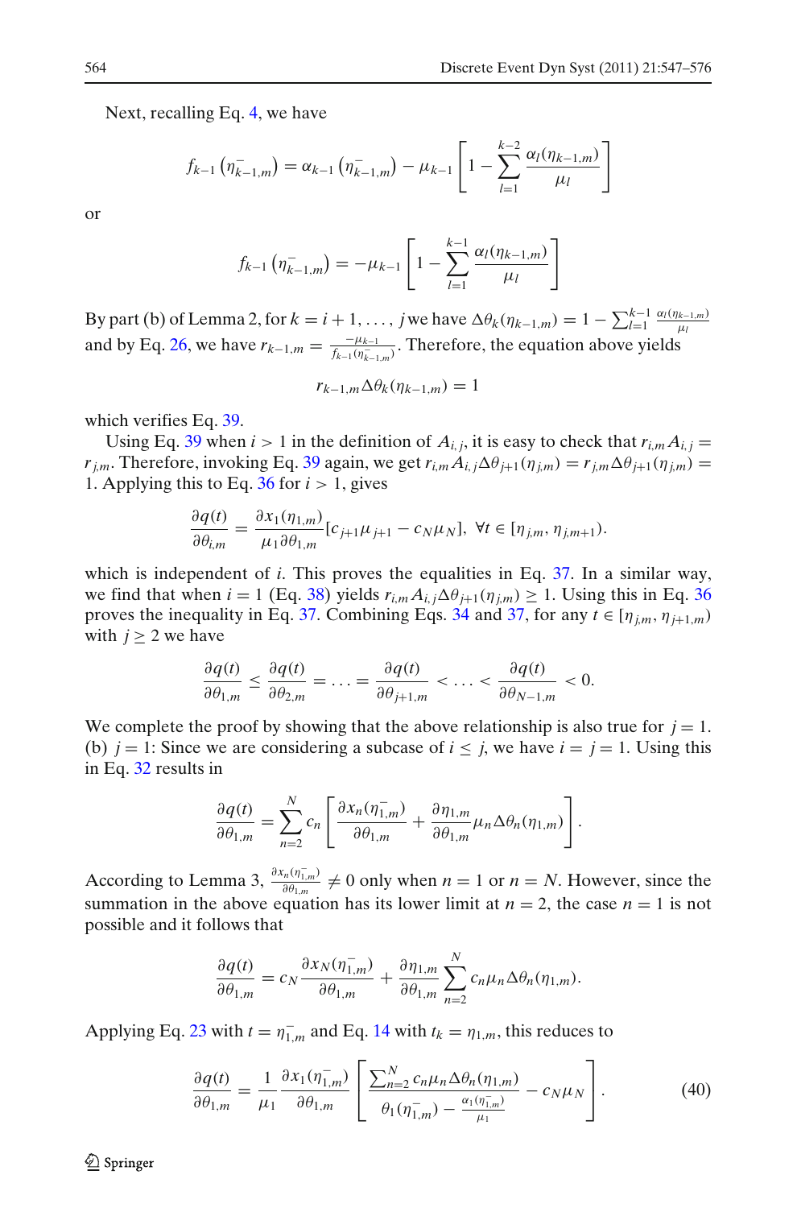Next, recalling Eq. 4, we have

$$f_{k-1}\left(\eta_{k-1,m}^{-}\right) = \alpha_{k-1}\left(\eta_{k-1,m}^{-}\right) - \mu_{k-1}\left[1 - \sum_{l=1}^{k-2}\frac{\alpha_l(\eta_{k-1,m})}{\mu_l}\right]$$

or

$$f_{k-1}\left(\eta_{k-1,m}^{-}\right) = -\mu_{k-1}\left[1 - \sum_{l=1}^{k-1}\frac{\alpha_l(\eta_{k-1,m})}{\mu_l}\right]$$

By part (b) of Lemma 2, for $k = i+1, \ldots, j$ we have $\Delta\theta_k(\eta_{k-1,m}) = 1 - \sum_{l=1}^{k-1}\frac{\alpha_l(\eta_{k-1,m})}{\mu_l}$ and by Eq. 26, we have $r_{k-1,m} = \frac{-\mu_{k-1}}{f_{k-1}(\eta_{k-1,m}^{-})}$. Therefore, the equation above yields

$$r_{k-1,m}\Delta\theta_k(\eta_{k-1,m}) = 1$$

which verifies Eq. 39.

Using Eq. 39 when $i > 1$ in the definition of $A_{i,j}$, it is easy to check that $r_{i,m}A_{i,j} = r_{j,m}$. Therefore, invoking Eq. 39 again, we get $r_{i,m}A_{i,j}\Delta\theta_{j+1}(\eta_{j,m}) = r_{j,m}\Delta\theta_{j+1}(\eta_{j,m}) = 1$. Applying this to Eq. 36 for $i > 1$, gives

$$\frac{\partial q(t)}{\partial \theta_{i,m}} = \frac{\partial x_1(\eta_{1,m})}{\mu_1 \partial \theta_{1,m}}[c_{j+1}\mu_{j+1} - c_N\mu_N], \ \ \forall t \in [\eta_{j,m}, \eta_{j,m+1}).$$

which is independent of $i$. This proves the equalities in Eq. 37. In a similar way, we find that when $i = 1$ (Eq. 38) yields $r_{i,m}A_{i,j}\Delta\theta_{j+1}(\eta_{j,m}) \geq 1$. Using this in Eq. 36 proves the inequality in Eq. 37. Combining Eqs. 34 and 37, for any $t \in [\eta_{j,m}, \eta_{j+1,m})$ with $j \geq 2$ we have

$$\frac{\partial q(t)}{\partial \theta_{1,m}} \leq \frac{\partial q(t)}{\partial \theta_{2,m}} = \ldots = \frac{\partial q(t)}{\partial \theta_{j+1,m}} < \ldots < \frac{\partial q(t)}{\partial \theta_{N-1,m}} < 0.$$

We complete the proof by showing that the above relationship is also true for $j = 1$.
(b) $j = 1$: Since we are considering a subcase of $i \leq j$, we have $i = j = 1$. Using this in Eq. 32 results in

$$\frac{\partial q(t)}{\partial \theta_{1,m}} = \sum_{n=2}^{N} c_n\left[\frac{\partial x_n(\eta_{1,m}^{-})}{\partial \theta_{1,m}} + \frac{\partial \eta_{1,m}}{\partial \theta_{1,m}}\mu_n\Delta\theta_n(\eta_{1,m})\right].$$

According to Lemma 3, $\frac{\partial x_n(\eta_{1,m}^{-})}{\partial \theta_{1,m}} \neq 0$ only when $n = 1$ or $n = N$. However, since the summation in the above equation has its lower limit at $n = 2$, the case $n = 1$ is not possible and it follows that

$$\frac{\partial q(t)}{\partial \theta_{1,m}} = c_N\frac{\partial x_N(\eta_{1,m}^{-})}{\partial \theta_{1,m}} + \frac{\partial \eta_{1,m}}{\partial \theta_{1,m}}\sum_{n=2}^{N} c_n\mu_n\Delta\theta_n(\eta_{1,m}).$$

Applying Eq. 23 with $t = \eta_{1,m}^{-}$ and Eq. 14 with $t_k = \eta_{1,m}$, this reduces to

$$\frac{\partial q(t)}{\partial \theta_{1,m}} = \frac{1}{\mu_1}\frac{\partial x_1(\eta_{1,m}^{-})}{\partial \theta_{1,m}}\left[\frac{\sum_{n=2}^{N} c_n\mu_n\Delta\theta_n(\eta_{1,m})}{\theta_1(\eta_{1,m}^{-}) - \frac{\alpha_1(\eta_{1,m}^{-})}{\mu_1}} - c_N\mu_N\right]. \tag{40}$$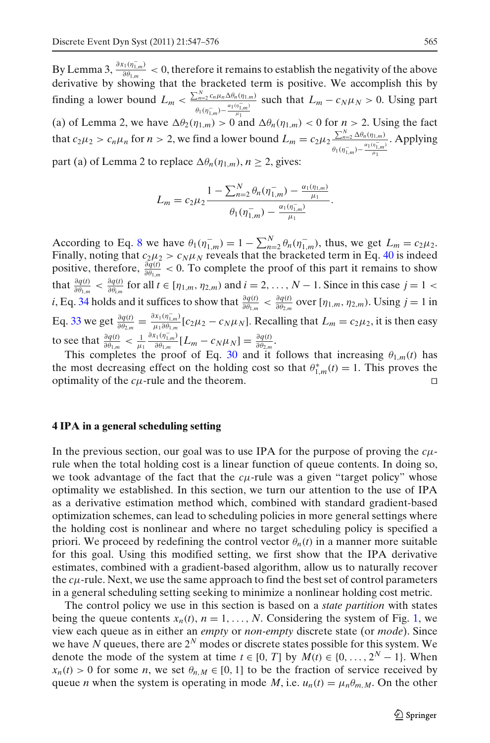By Lemma 3, $\frac{\partial x_1(\eta_{1,m}^-)}{\partial \theta_{1,m}} < 0$, therefore it remains to establish the negativity of the above derivative by showing that the bracketed term is positive. We accomplish this by finding a lower bound $L_m < \frac{\sum_{n=2}^N c_n \mu_n \Delta\theta_n(\eta_{1,m})}{\theta_1(\eta_{1,m}^-) - \frac{\alpha_1(\eta_{1,m}^-)}{\mu_1}}$ such that $L_m - c_N \mu_N > 0$. Using part (a) of Lemma 2, we have $\Delta\theta_2(\eta_{1,m}) > 0$ and $\Delta\theta_n(\eta_{1,m}) < 0$ for $n > 2$. Using the fact that $c_2\mu_2 > c_n\mu_n$ for $n > 2$, we find a lower bound $L_m = c_2\mu_2 \frac{\sum_{n=2}^N \Delta\theta_n(\eta_{1,m})}{\theta_1(\eta_{1,m}^-) - \frac{\alpha_1(\eta_{1,m}^-)}{\mu_1}}$. Applying part (a) of Lemma 2 to replace $\Delta\theta_n(\eta_{1,m})$, $n \geq 2$, gives:

$$L_m = c_2\mu_2 \frac{1 - \sum_{n=2}^N \theta_n(\eta_{1,m}^-) - \frac{\alpha_1(\eta_{1,m})}{\mu_1}}{\theta_1(\eta_{1,m}^-) - \frac{\alpha_1(\eta_{1,m}^-)}{\mu_1}}.$$

According to Eq. 8 we have $\theta_1(\eta_{1,m}^-) = 1 - \sum_{n=2}^N \theta_n(\eta_{1,m}^-)$, thus, we get $L_m = c_2\mu_2$. Finally, noting that $c_2\mu_2 > c_N\mu_N$ reveals that the bracketed term in Eq. 40 is indeed positive, therefore, $\frac{\partial q(t)}{\partial \theta_{1,m}} < 0$. To complete the proof of this part it remains to show that $\frac{\partial q(t)}{\partial \theta_{1,m}} < \frac{\partial q(t)}{\partial \theta_{i,m}}$ for all $t \in [\eta_{1,m}, \eta_{2,m})$ and $i = 2, \ldots, N-1$. Since in this case $j = 1 < i$, Eq. 34 holds and it suffices to show that $\frac{\partial q(t)}{\partial \theta_{1,m}} < \frac{\partial q(t)}{\partial \theta_{2,m}}$ over $[\eta_{1,m}, \eta_{2,m})$. Using $j = 1$ in Eq. 33 we get $\frac{\partial q(t)}{\partial \theta_{2,m}} = \frac{\partial x_1(\eta_{1,m}^-)}{\mu_1 \partial \theta_{1,m}}[c_2\mu_2 - c_N\mu_N]$. Recalling that $L_m = c_2\mu_2$, it is then easy to see that $\frac{\partial q(t)}{\partial \theta_{1,m}} < \frac{1}{\mu_1}\frac{\partial x_1(\eta_{1,m}^-)}{\partial \theta_{1,m}}[L_m - c_N\mu_N] = \frac{\partial q(t)}{\partial \theta_{2,m}}$.

This completes the proof of Eq. 30 and it follows that increasing $\theta_{1,m}(t)$ has the most decreasing effect on the holding cost so that $\theta_{1,m}^*(t) = 1$. This proves the optimality of the $c\mu$-rule and the theorem. □

## 4 IPA in a general scheduling setting

In the previous section, our goal was to use IPA for the purpose of proving the $c\mu$-rule when the total holding cost is a linear function of queue contents. In doing so, we took advantage of the fact that the $c\mu$-rule was a given "target policy" whose optimality we established. In this section, we turn our attention to the use of IPA as a derivative estimation method which, combined with standard gradient-based optimization schemes, can lead to scheduling policies in more general settings where the holding cost is nonlinear and where no target scheduling policy is specified a priori. We proceed by redefining the control vector $\theta_n(t)$ in a manner more suitable for this goal. Using this modified setting, we first show that the IPA derivative estimates, combined with a gradient-based algorithm, allow us to naturally recover the $c\mu$-rule. Next, we use the same approach to find the best set of control parameters in a general scheduling setting seeking to minimize a nonlinear holding cost metric.

The control policy we use in this section is based on a *state partition* with states being the queue contents $x_n(t)$, $n = 1, \ldots, N$. Considering the system of Fig. 1, we view each queue as in either an *empty* or *non-empty* discrete state (or *mode*). Since we have $N$ queues, there are $2^N$ modes or discrete states possible for this system. We denote the mode of the system at time $t \in [0, T]$ by $M(t) \in \{0, \ldots, 2^N - 1\}$. When $x_n(t) > 0$ for some $n$, we set $\theta_{n,M} \in [0, 1]$ to be the fraction of service received by queue $n$ when the system is operating in mode $M$, i.e. $u_n(t) = \mu_n \theta_{m,M}$. On the other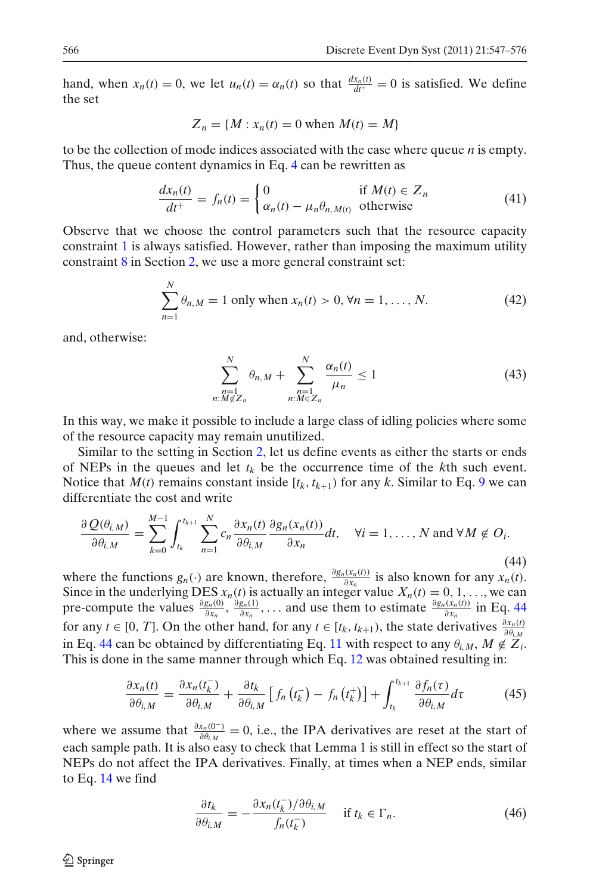hand, when $x_n(t) = 0$, we let $u_n(t) = \alpha_n(t)$ so that $\frac{dx_n(t)}{dt^+} = 0$ is satisfied. We define the set

$$Z_n = \{M : x_n(t) = 0 \text{ when } M(t) = M\}$$

to be the collection of mode indices associated with the case where queue $n$ is empty. Thus, the queue content dynamics in Eq. 4 can be rewritten as

$$\frac{dx_n(t)}{dt^+} = f_n(t) = \begin{cases} 0 & \text{if } M(t) \in Z_n \\ \alpha_n(t) - \mu_n \theta_{n,M(t)} & \text{otherwise} \end{cases} \tag{41}$$

Observe that we choose the control parameters such that the resource capacity constraint 1 is always satisfied. However, rather than imposing the maximum utility constraint 8 in Section 2, we use a more general constraint set:

$$\sum_{n=1}^{N} \theta_{n,M} = 1 \text{ only when } x_n(t) > 0, \forall n = 1, \ldots, N. \tag{42}$$

and, otherwise:

$$\sum_{\substack{n=1 \\ n: M \notin Z_n}}^{N} \theta_{n,M} + \sum_{\substack{n=1 \\ n: M \in Z_n}}^{N} \frac{\alpha_n(t)}{\mu_n} \leq 1 \tag{43}$$

In this way, we make it possible to include a large class of idling policies where some of the resource capacity may remain unutilized.

Similar to the setting in Section 2, let us define events as either the starts or ends of NEPs in the queues and let $t_k$ be the occurrence time of the $k$th such event. Notice that $M(t)$ remains constant inside $[t_k, t_{k+1})$ for any $k$. Similar to Eq. 9 we can differentiate the cost and write

$$\frac{\partial Q(\theta_{i,M})}{\partial \theta_{i,M}} = \sum_{k=0}^{M-1} \int_{t_k}^{t_{k+1}} \sum_{n=1}^{N} c_n \frac{\partial x_n(t)}{\partial \theta_{i,M}} \frac{\partial g_n(x_n(t))}{\partial x_n} dt, \quad \forall i = 1, \ldots, N \text{ and } \forall M \notin O_i. \tag{44}$$

where the functions $g_n(\cdot)$ are known, therefore, $\frac{\partial g_n(x_n(t))}{\partial x_n}$ is also known for any $x_n(t)$. Since in the underlying DES $x_n(t)$ is actually an integer value $X_n(t) = 0, 1, \ldots$, we can pre-compute the values $\frac{\partial g_n(0)}{\partial x_n}, \frac{\partial g_n(1)}{\partial x_n}, \ldots$ and use them to estimate $\frac{\partial g_n(x_n(t))}{\partial x_n}$ in Eq. 44 for any $t \in [0, T]$. On the other hand, for any $t \in [t_k, t_{k+1})$, the state derivatives $\frac{\partial x_n(t)}{\partial \theta_{i,M}}$ in Eq. 44 can be obtained by differentiating Eq. 11 with respect to any $\theta_{i,M}$, $M \notin Z_i$. This is done in the same manner through which Eq. 12 was obtained resulting in:

$$\frac{\partial x_n(t)}{\partial \theta_{i,M}} = \frac{\partial x_n(t_k^-)}{\partial \theta_{i,M}} + \frac{\partial t_k}{\partial \theta_{i,M}} \left[ f_n\left(t_k^-\right) - f_n\left(t_k^+\right) \right] + \int_{t_k}^{t_{k+1}} \frac{\partial f_n(\tau)}{\partial \theta_{i,M}} d\tau \tag{45}$$

where we assume that $\frac{\partial x_n(0^-)}{\partial \theta_{i,M}} = 0$, i.e., the IPA derivatives are reset at the start of each sample path. It is also easy to check that Lemma 1 is still in effect so the start of NEPs do not affect the IPA derivatives. Finally, at times when a NEP ends, similar to Eq. 14 we find

$$\frac{\partial t_k}{\partial \theta_{i,M}} = -\frac{\partial x_n(t_k^-)/\partial \theta_{i,M}}{f_n(t_k^-)} \quad \text{if } t_k \in \Gamma_n. \tag{46}$$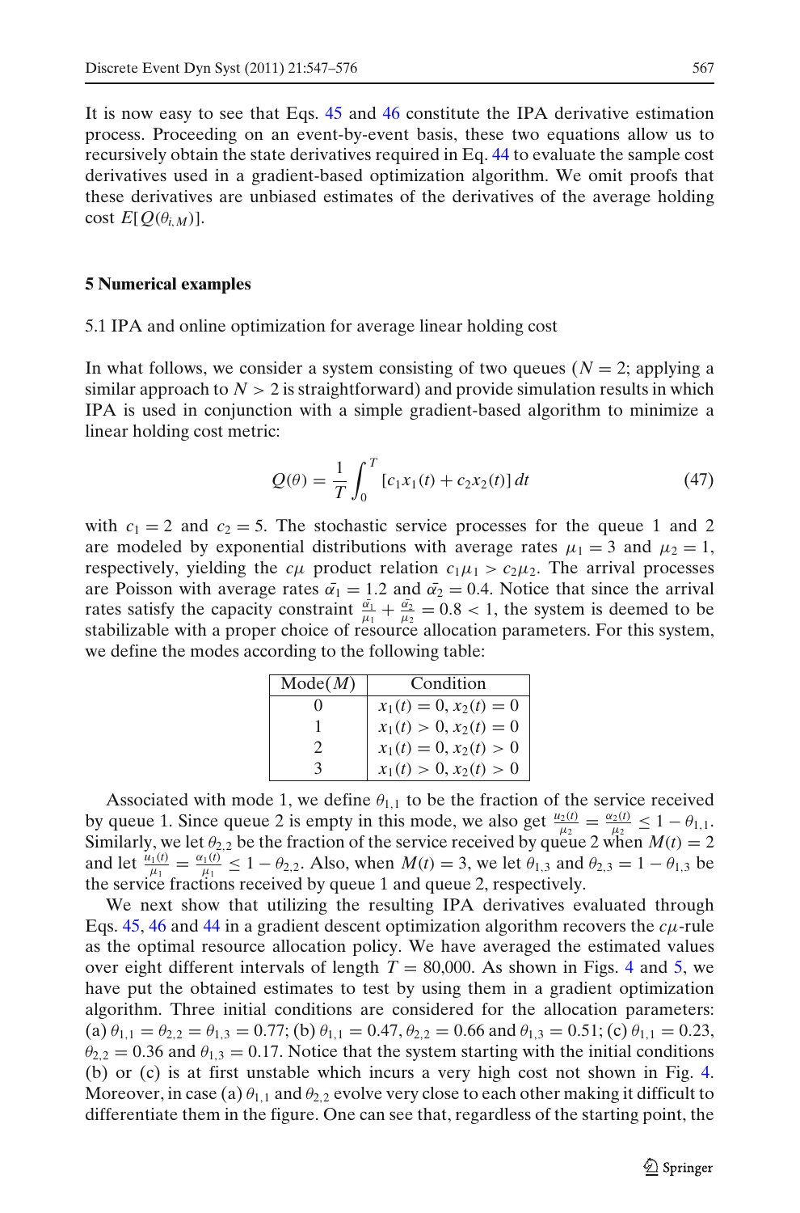It is now easy to see that Eqs. 45 and 46 constitute the IPA derivative estimation process. Proceeding on an event-by-event basis, these two equations allow us to recursively obtain the state derivatives required in Eq. 44 to evaluate the sample cost derivatives used in a gradient-based optimization algorithm. We omit proofs that these derivatives are unbiased estimates of the derivatives of the average holding cost $E[Q(\theta_{i,M})]$.

## 5 Numerical examples

### 5.1 IPA and online optimization for average linear holding cost

In what follows, we consider a system consisting of two queues ($N = 2$; applying a similar approach to $N > 2$ is straightforward) and provide simulation results in which IPA is used in conjunction with a simple gradient-based algorithm to minimize a linear holding cost metric:

$$Q(\theta) = \frac{1}{T}\int_0^T [c_1 x_1(t) + c_2 x_2(t)]\, dt \tag{47}$$

with $c_1 = 2$ and $c_2 = 5$. The stochastic service processes for the queue 1 and 2 are modeled by exponential distributions with average rates $\mu_1 = 3$ and $\mu_2 = 1$, respectively, yielding the $c\mu$ product relation $c_1\mu_1 > c_2\mu_2$. The arrival processes are Poisson with average rates $\bar{\alpha_1} = 1.2$ and $\bar{\alpha_2} = 0.4$. Notice that since the arrival rates satisfy the capacity constraint $\frac{\bar{\alpha_1}}{\mu_1} + \frac{\bar{\alpha_2}}{\mu_2} = 0.8 < 1$, the system is deemed to be stabilizable with a proper choice of resource allocation parameters. For this system, we define the modes according to the following table:

| Mode($M$) | Condition |
|---|---|
| 0 | $x_1(t) = 0, x_2(t) = 0$ |
| 1 | $x_1(t) > 0, x_2(t) = 0$ |
| 2 | $x_1(t) = 0, x_2(t) > 0$ |
| 3 | $x_1(t) > 0, x_2(t) > 0$ |

Associated with mode 1, we define $\theta_{1,1}$ to be the fraction of the service received by queue 1. Since queue 2 is empty in this mode, we also get $\frac{u_2(t)}{\mu_2} = \frac{\alpha_2(t)}{\mu_2} \leq 1 - \theta_{1,1}$. Similarly, we let $\theta_{2,2}$ be the fraction of the service received by queue 2 when $M(t) = 2$ and let $\frac{u_1(t)}{\mu_1} = \frac{\alpha_1(t)}{\mu_1} \leq 1 - \theta_{2,2}$. Also, when $M(t) = 3$, we let $\theta_{1,3}$ and $\theta_{2,3} = 1 - \theta_{1,3}$ be the service fractions received by queue 1 and queue 2, respectively.

We next show that utilizing the resulting IPA derivatives evaluated through Eqs. 45, 46 and 44 in a gradient descent optimization algorithm recovers the $c\mu$-rule as the optimal resource allocation policy. We have averaged the estimated values over eight different intervals of length $T = 80{,}000$. As shown in Figs. 4 and 5, we have put the obtained estimates to test by using them in a gradient optimization algorithm. Three initial conditions are considered for the allocation parameters: (a) $\theta_{1,1} = \theta_{2,2} = \theta_{1,3} = 0.77$; (b) $\theta_{1,1} = 0.47$, $\theta_{2,2} = 0.66$ and $\theta_{1,3} = 0.51$; (c) $\theta_{1,1} = 0.23$, $\theta_{2,2} = 0.36$ and $\theta_{1,3} = 0.17$. Notice that the system starting with the initial conditions (b) or (c) is at first unstable which incurs a very high cost not shown in Fig. 4. Moreover, in case (a) $\theta_{1,1}$ and $\theta_{2,2}$ evolve very close to each other making it difficult to differentiate them in the figure. One can see that, regardless of the starting point, the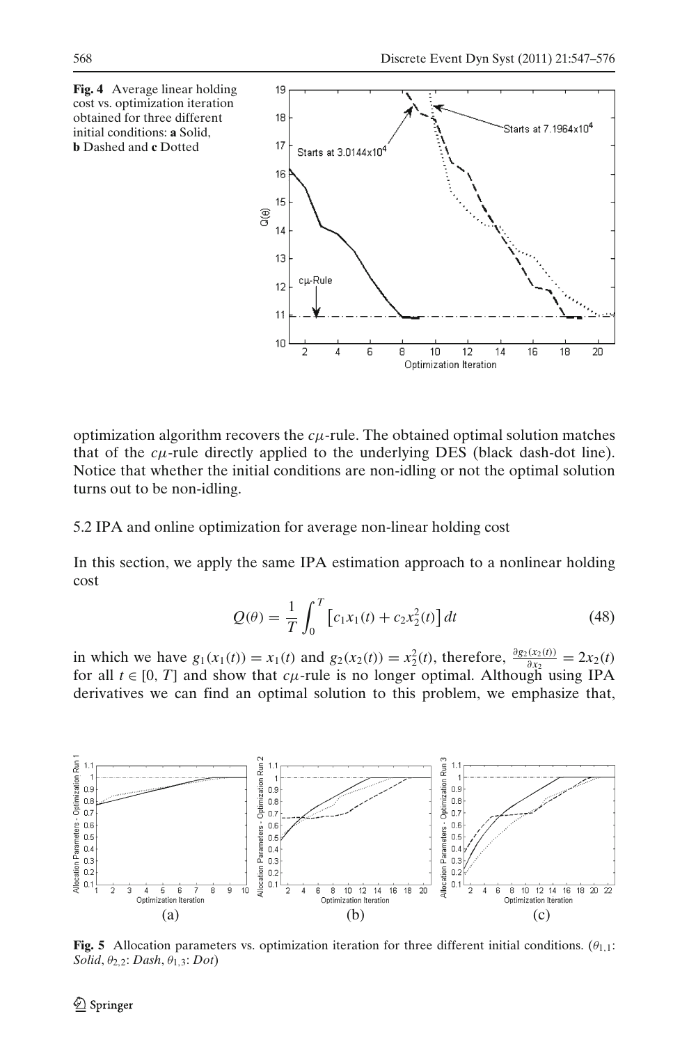**Fig. 4** Average linear holding cost vs. optimization iteration obtained for three different initial conditions: **a** Solid, **b** Dashed and **c** Dotted

optimization algorithm recovers the $c\mu$-rule. The obtained optimal solution matches that of the $c\mu$-rule directly applied to the underlying DES (black dash-dot line). Notice that whether the initial conditions are non-idling or not the optimal solution turns out to be non-idling.

### 5.2 IPA and online optimization for average non-linear holding cost

In this section, we apply the same IPA estimation approach to a nonlinear holding cost

$$Q(\theta) = \frac{1}{T}\int_0^T \left[c_1 x_1(t) + c_2 x_2^2(t)\right] dt \tag{48}$$

in which we have $g_1(x_1(t)) = x_1(t)$ and $g_2(x_2(t)) = x_2^2(t)$, therefore, $\frac{\partial g_2(x_2(t))}{\partial x_2} = 2x_2(t)$ for all $t \in [0, T]$ and show that $c\mu$-rule is no longer optimal. Although using IPA derivatives we can find an optimal solution to this problem, we emphasize that,

**Fig. 5** Allocation parameters vs. optimization iteration for three different initial conditions. ($\theta_{1,1}$: *Solid*, $\theta_{2,2}$: *Dash*, $\theta_{1,3}$: *Dot*)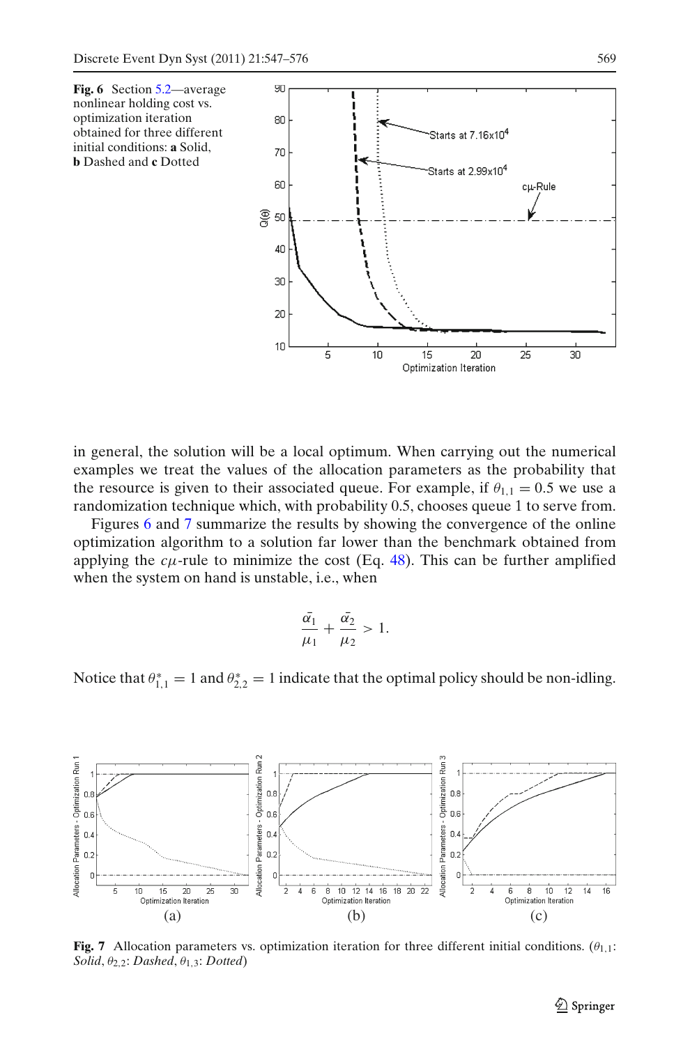**Fig. 6** Section 5.2—average nonlinear holding cost vs. optimization iteration obtained for three different initial conditions: **a** Solid, **b** Dashed and **c** Dotted

in general, the solution will be a local optimum. When carrying out the numerical examples we treat the values of the allocation parameters as the probability that the resource is given to their associated queue. For example, if $\theta_{1,1} = 0.5$ we use a randomization technique which, with probability 0.5, chooses queue 1 to serve from.

Figures 6 and 7 summarize the results by showing the convergence of the online optimization algorithm to a solution far lower than the benchmark obtained from applying the $c\mu$-rule to minimize the cost (Eq. 48). This can be further amplified when the system on hand is unstable, i.e., when

$$\frac{\bar{\alpha_1}}{\mu_1} + \frac{\bar{\alpha_2}}{\mu_2} > 1.$$

Notice that $\theta^*_{1,1} = 1$ and $\theta^*_{2,2} = 1$ indicate that the optimal policy should be non-idling.

**Fig. 7** Allocation parameters vs. optimization iteration for three different initial conditions. ($\theta_{1,1}$: *Solid*, $\theta_{2,2}$: *Dashed*, $\theta_{1,3}$: *Dotted*)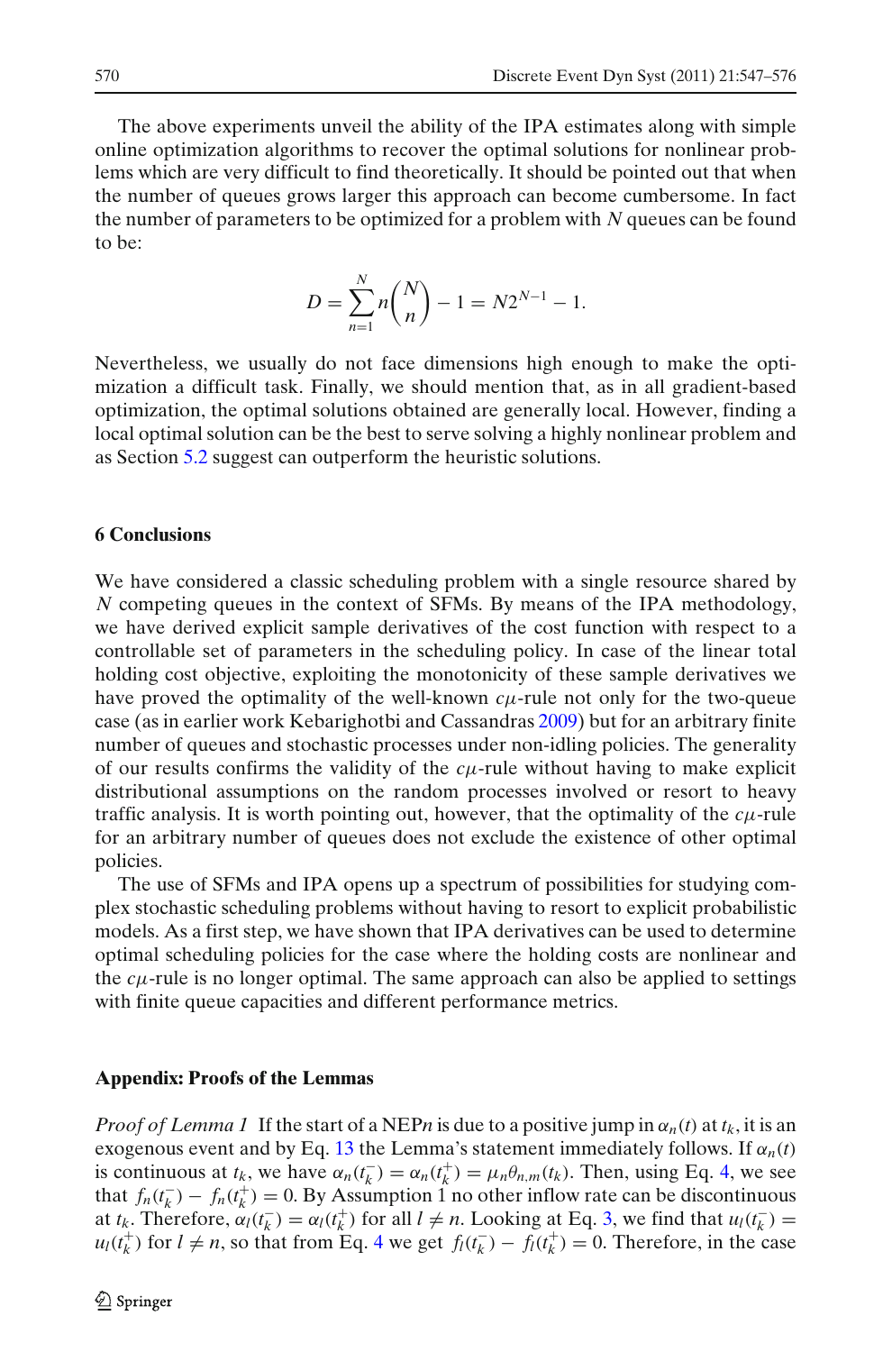The above experiments unveil the ability of the IPA estimates along with simple online optimization algorithms to recover the optimal solutions for nonlinear problems which are very difficult to find theoretically. It should be pointed out that when the number of queues grows larger this approach can become cumbersome. In fact the number of parameters to be optimized for a problem with $N$ queues can be found to be:

$$D = \sum_{n=1}^{N} n \binom{N}{n} - 1 = N2^{N-1} - 1.$$

Nevertheless, we usually do not face dimensions high enough to make the optimization a difficult task. Finally, we should mention that, as in all gradient-based optimization, the optimal solutions obtained are generally local. However, finding a local optimal solution can be the best to serve solving a highly nonlinear problem and as Section 5.2 suggest can outperform the heuristic solutions.

## 6 Conclusions

We have considered a classic scheduling problem with a single resource shared by $N$ competing queues in the context of SFMs. By means of the IPA methodology, we have derived explicit sample derivatives of the cost function with respect to a controllable set of parameters in the scheduling policy. In case of the linear total holding cost objective, exploiting the monotonicity of these sample derivatives we have proved the optimality of the well-known $c\mu$-rule not only for the two-queue case (as in earlier work Kebarighotbi and Cassandras 2009) but for an arbitrary finite number of queues and stochastic processes under non-idling policies. The generality of our results confirms the validity of the $c\mu$-rule without having to make explicit distributional assumptions on the random processes involved or resort to heavy traffic analysis. It is worth pointing out, however, that the optimality of the $c\mu$-rule for an arbitrary number of queues does not exclude the existence of other optimal policies.

The use of SFMs and IPA opens up a spectrum of possibilities for studying complex stochastic scheduling problems without having to resort to explicit probabilistic models. As a first step, we have shown that IPA derivatives can be used to determine optimal scheduling policies for the case where the holding costs are nonlinear and the $c\mu$-rule is no longer optimal. The same approach can also be applied to settings with finite queue capacities and different performance metrics.

## Appendix: Proofs of the Lemmas

*Proof of Lemma 1* If the start of a NEP$n$ is due to a positive jump in $\alpha_n(t)$ at $t_k$, it is an exogenous event and by Eq. 13 the Lemma's statement immediately follows. If $\alpha_n(t)$ is continuous at $t_k$, we have $\alpha_n(t_k^-) = \alpha_n(t_k^+) = \mu_n\theta_{n,m}(t_k)$. Then, using Eq. 4, we see that $f_n(t_k^-) - f_n(t_k^+) = 0$. By Assumption 1 no other inflow rate can be discontinuous at $t_k$. Therefore, $\alpha_l(t_k^-) = \alpha_l(t_k^+)$ for all $l \neq n$. Looking at Eq. 3, we find that $u_l(t_k^-) = u_l(t_k^+)$ for $l \neq n$, so that from Eq. 4 we get $f_l(t_k^-) - f_l(t_k^+) = 0$. Therefore, in the case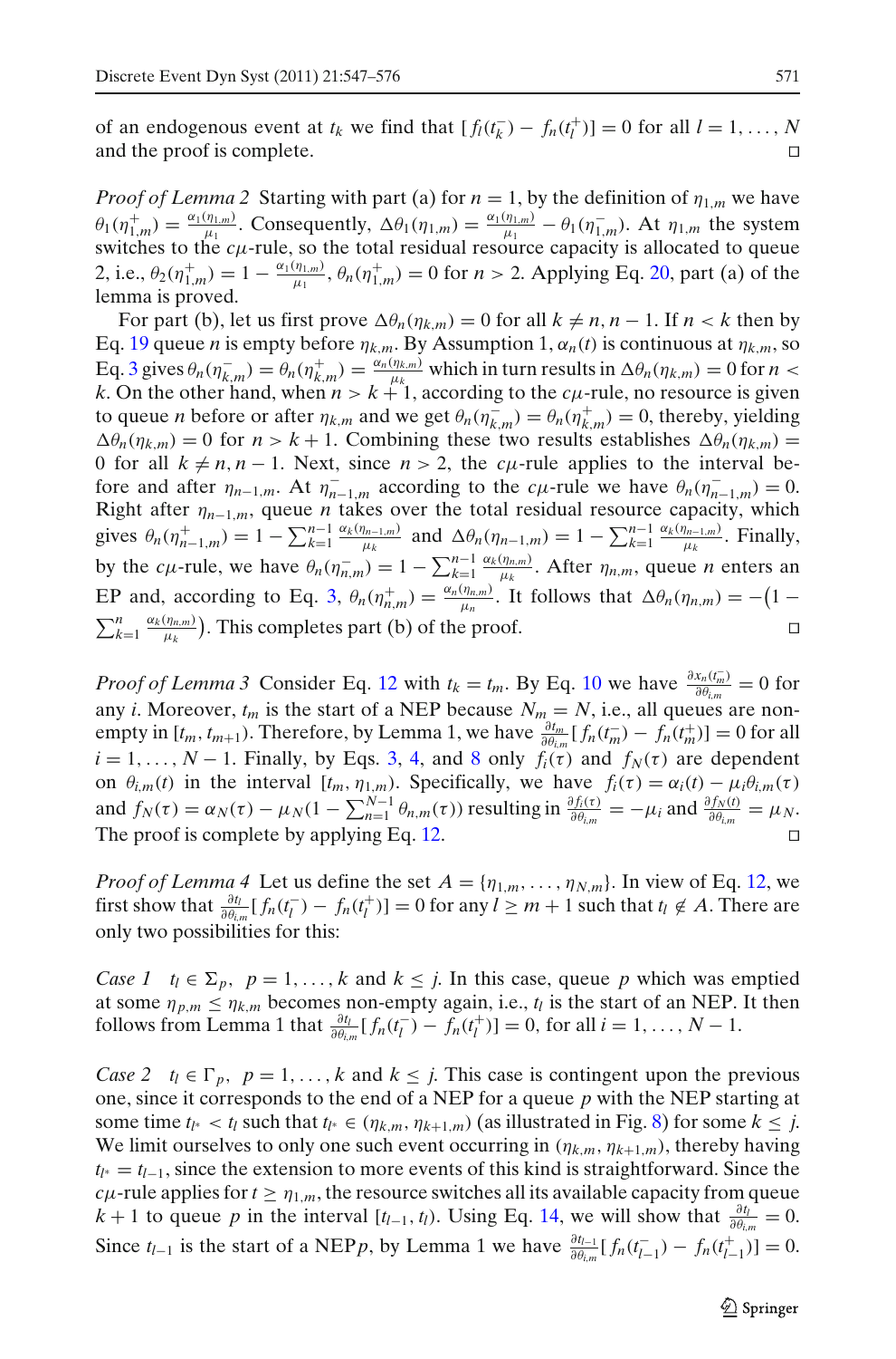of an endogenous event at $t_k$ we find that $[f_l(t_k^-) - f_n(t_l^+)] = 0$ for all $l = 1, \ldots, N$ and the proof is complete. □

*Proof of Lemma 2* Starting with part (a) for $n = 1$, by the definition of $\eta_{1,m}$ we have $\theta_1(\eta_{1,m}^+) = \frac{\alpha_1(\eta_{1,m})}{\mu_1}$. Consequently, $\Delta\theta_1(\eta_{1,m}) = \frac{\alpha_1(\eta_{1,m})}{\mu_1} - \theta_1(\eta_{1,m}^-)$. At $\eta_{1,m}$ the system switches to the $c\mu$-rule, so the total residual resource capacity is allocated to queue 2, i.e., $\theta_2(\eta_{1,m}^+) = 1 - \frac{\alpha_1(\eta_{1,m})}{\mu_1}$, $\theta_n(\eta_{1,m}^+) = 0$ for $n > 2$. Applying Eq. 20, part (a) of the lemma is proved.

For part (b), let us first prove $\Delta\theta_n(\eta_{k,m}) = 0$ for all $k \neq n, n-1$. If $n < k$ then by Eq. 19 queue $n$ is empty before $\eta_{k,m}$. By Assumption 1, $\alpha_n(t)$ is continuous at $\eta_{k,m}$, so Eq. 3 gives $\theta_n(\eta_{k,m}^-) = \theta_n(\eta_{k,m}^+) = \frac{\alpha_n(\eta_{k,m})}{\mu_k}$ which in turn results in $\Delta\theta_n(\eta_{k,m}) = 0$ for $n < k$. On the other hand, when $n > k+1$, according to the $c\mu$-rule, no resource is given to queue $n$ before or after $\eta_{k,m}$ and we get $\theta_n(\eta_{k,m}^-) = \theta_n(\eta_{k,m}^+) = 0$, thereby, yielding $\Delta\theta_n(\eta_{k,m}) = 0$ for $n > k+1$. Combining these two results establishes $\Delta\theta_n(\eta_{k,m}) = 0$ for all $k \neq n, n-1$. Next, since $n > 2$, the $c\mu$-rule applies to the interval before and after $\eta_{n-1,m}$. At $\eta_{n-1,m}^-$ according to the $c\mu$-rule we have $\theta_n(\eta_{n-1,m}^-) = 0$. Right after $\eta_{n-1,m}$, queue $n$ takes over the total residual resource capacity, which gives $\theta_n(\eta_{n-1,m}^+) = 1 - \sum_{k=1}^{n-1} \frac{\alpha_k(\eta_{n-1,m})}{\mu_k}$ and $\Delta\theta_n(\eta_{n-1,m}) = 1 - \sum_{k=1}^{n-1} \frac{\alpha_k(\eta_{n-1,m})}{\mu_k}$. Finally, by the $c\mu$-rule, we have $\theta_n(\eta_{n,m}^-) = 1 - \sum_{k=1}^{n-1} \frac{\alpha_k(\eta_{n,m})}{\mu_k}$. After $\eta_{n,m}$, queue $n$ enters an EP and, according to Eq. 3, $\theta_n(\eta_{n,m}^+) = \frac{\alpha_n(\eta_{n,m})}{\mu_n}$. It follows that $\Delta\theta_n(\eta_{n,m}) = -\big(1 - \sum_{k=1}^{n} \frac{\alpha_k(\eta_{n,m})}{\mu_k}\big)$. This completes part (b) of the proof. □

*Proof of Lemma 3* Consider Eq. 12 with $t_k = t_m$. By Eq. 10 we have $\frac{\partial x_n(t_m^-)}{\partial\theta_{i,m}} = 0$ for any $i$. Moreover, $t_m$ is the start of a NEP because $N_m = N$, i.e., all queues are non-empty in $[t_m, t_{m+1})$. Therefore, by Lemma 1, we have $\frac{\partial t_m}{\partial\theta_{i,m}}[f_n(t_m^-) - f_n(t_m^+)] = 0$ for all $i = 1, \ldots, N-1$. Finally, by Eqs. 3, 4, and 8 only $f_i(\tau)$ and $f_N(\tau)$ are dependent on $\theta_{i,m}(t)$ in the interval $[t_m, \eta_{1,m})$. Specifically, we have $f_i(\tau) = \alpha_i(t) - \mu_i\theta_{i,m}(\tau)$ and $f_N(\tau) = \alpha_N(\tau) - \mu_N(1 - \sum_{n=1}^{N-1}\theta_{n,m}(\tau))$ resulting in $\frac{\partial f_i(\tau)}{\partial\theta_{i,m}} = -\mu_i$ and $\frac{\partial f_N(t)}{\partial\theta_{i,m}} = \mu_N$. The proof is complete by applying Eq. 12. □

*Proof of Lemma 4* Let us define the set $A = \{\eta_{1,m}, \ldots, \eta_{N,m}\}$. In view of Eq. 12, we first show that $\frac{\partial t_l}{\partial\theta_{i,m}}[f_n(t_l^-) - f_n(t_l^+)] = 0$ for any $l \geq m+1$ such that $t_l \notin A$. There are only two possibilities for this:

*Case 1* $t_l \in \Sigma_p$, $p = 1, \ldots, k$ and $k \leq j$. In this case, queue $p$ which was emptied at some $\eta_{p,m} \leq \eta_{k,m}$ becomes non-empty again, i.e., $t_l$ is the start of an NEP. It then follows from Lemma 1 that $\frac{\partial t_l}{\partial\theta_{i,m}}[f_n(t_l^-) - f_n(t_l^+)] = 0$, for all $i = 1, \ldots, N-1$.

*Case 2* $t_l \in \Gamma_p$, $p = 1, \ldots, k$ and $k \leq j$. This case is contingent upon the previous one, since it corresponds to the end of a NEP for a queue $p$ with the NEP starting at some time $t_{l^*} < t_l$ such that $t_{l^*} \in (\eta_{k,m}, \eta_{k+1,m})$ (as illustrated in Fig. 8) for some $k \leq j$. We limit ourselves to only one such event occurring in $(\eta_{k,m}, \eta_{k+1,m})$, thereby having $t_{l^*} = t_{l-1}$, since the extension to more events of this kind is straightforward. Since the $c\mu$-rule applies for $t \geq \eta_{1,m}$, the resource switches all its available capacity from queue $k+1$ to queue $p$ in the interval $[t_{l-1}, t_l)$. Using Eq. 14, we will show that $\frac{\partial t_l}{\partial\theta_{i,m}} = 0$. Since $t_{l-1}$ is the start of a NEP$p$, by Lemma 1 we have $\frac{\partial t_{l-1}}{\partial\theta_{i,m}}[f_n(t_{l-1}^-) - f_n(t_{l-1}^+)] = 0$.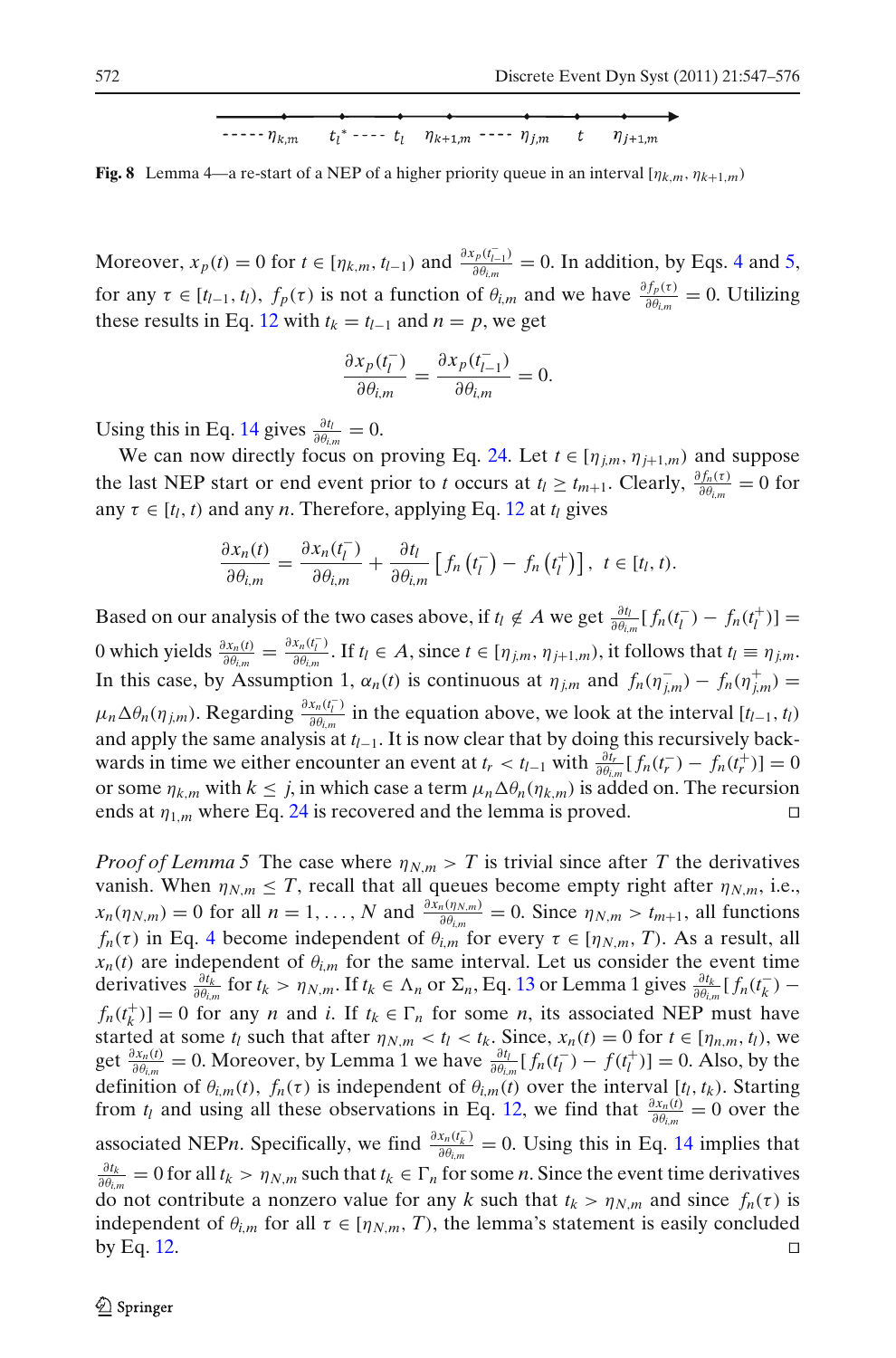$$
\text{- - - - -}\ \eta_{k,m} \quad t_l^* \text{ - - - - } t_l \quad \eta_{k+1,m} \text{ - - - - } \eta_{j,m} \quad t \quad \eta_{j+1,m}
$$

**Fig. 8** Lemma 4—a re-start of a NEP of a higher priority queue in an interval $[\eta_{k,m}, \eta_{k+1,m})$

Moreover, $x_p(t) = 0$ for $t \in [\eta_{k,m}, t_{l-1})$ and $\frac{\partial x_p(t_{l-1}^-)}{\partial \theta_{i,m}} = 0$. In addition, by Eqs. 4 and 5, for any $\tau \in [t_{l-1}, t_l)$, $f_p(\tau)$ is not a function of $\theta_{i,m}$ and we have $\frac{\partial f_p(\tau)}{\partial \theta_{i,m}} = 0$. Utilizing these results in Eq. 12 with $t_k = t_{l-1}$ and $n = p$, we get

$$
\frac{\partial x_p(t_l^-)}{\partial \theta_{i,m}} = \frac{\partial x_p(t_{l-1}^-)}{\partial \theta_{i,m}} = 0.
$$

Using this in Eq. 14 gives $\frac{\partial t_l}{\partial \theta_{i,m}} = 0$.

We can now directly focus on proving Eq. 24. Let $t \in [\eta_{j,m}, \eta_{j+1,m})$ and suppose the last NEP start or end event prior to $t$ occurs at $t_l \geq t_{m+1}$. Clearly, $\frac{\partial f_n(\tau)}{\partial \theta_{i,m}} = 0$ for any $\tau \in [t_l, t)$ and any $n$. Therefore, applying Eq. 12 at $t_l$ gives

$$
\frac{\partial x_n(t)}{\partial \theta_{i,m}} = \frac{\partial x_n(t_l^-)}{\partial \theta_{i,m}} + \frac{\partial t_l}{\partial \theta_{i,m}} \left[ f_n\left(t_l^-\right) - f_n\left(t_l^+\right) \right], \ t \in [t_l, t).
$$

Based on our analysis of the two cases above, if $t_l \notin A$ we get $\frac{\partial t_l}{\partial \theta_{i,m}} [f_n(t_l^-) - f_n(t_l^+)] = 0$ which yields $\frac{\partial x_n(t)}{\partial \theta_{i,m}} = \frac{\partial x_n(t_l^-)}{\partial \theta_{i,m}}$. If $t_l \in A$, since $t \in [\eta_{j,m}, \eta_{j+1,m})$, it follows that $t_l \equiv \eta_{j,m}$. In this case, by Assumption 1, $\alpha_n(t)$ is continuous at $\eta_{j,m}$ and $f_n(\eta_{j,m}^-) - f_n(\eta_{j,m}^+) = \mu_n \Delta\theta_n(\eta_{j,m})$. Regarding $\frac{\partial x_n(t_l^-)}{\partial \theta_{i,m}}$ in the equation above, we look at the interval $[t_{l-1}, t_l)$ and apply the same analysis at $t_{l-1}$. It is now clear that by doing this recursively backwards in time we either encounter an event at $t_r < t_{l-1}$ with $\frac{\partial t_r}{\partial \theta_{i,m}} [f_n(t_r^-) - f_n(t_r^+)] = 0$ or some $\eta_{k,m}$ with $k \leq j$, in which case a term $\mu_n \Delta\theta_n(\eta_{k,m})$ is added on. The recursion ends at $\eta_{1,m}$ where Eq. 24 is recovered and the lemma is proved. □

*Proof of Lemma 5* The case where $\eta_{N,m} > T$ is trivial since after $T$ the derivatives vanish. When $\eta_{N,m} \leq T$, recall that all queues become empty right after $\eta_{N,m}$, i.e., $x_n(\eta_{N,m}) = 0$ for all $n = 1, \ldots, N$ and $\frac{\partial x_n(\eta_{N,m})}{\partial \theta_{i,m}} = 0$. Since $\eta_{N,m} > t_{m+1}$, all functions $f_n(\tau)$ in Eq. 4 become independent of $\theta_{i,m}$ for every $\tau \in [\eta_{N,m}, T)$. As a result, all $x_n(t)$ are independent of $\theta_{i,m}$ for the same interval. Let us consider the event time derivatives $\frac{\partial t_k}{\partial \theta_{i,m}}$ for $t_k > \eta_{N,m}$. If $t_k \in \Lambda_n$ or $\Sigma_n$, Eq. 13 or Lemma 1 gives $\frac{\partial t_k}{\partial \theta_{i,m}} [f_n(t_k^-) - f_n(t_k^+)] = 0$ for any $n$ and $i$. If $t_k \in \Gamma_n$ for some $n$, its associated NEP must have started at some $t_l$ such that after $\eta_{N,m} < t_l < t_k$. Since, $x_n(t) = 0$ for $t \in [\eta_{n,m}, t_l)$, we get $\frac{\partial x_n(t)}{\partial \theta_{i,m}} = 0$. Moreover, by Lemma 1 we have $\frac{\partial t_l}{\partial \theta_{i,m}} [f_n(t_l^-) - f(t_l^+)] = 0$. Also, by the definition of $\theta_{i,m}(t)$, $f_n(\tau)$ is independent of $\theta_{i,m}(t)$ over the interval $[t_l, t_k)$. Starting from $t_l$ and using all these observations in Eq. 12, we find that $\frac{\partial x_n(t)}{\partial \theta_{i,m}} = 0$ over the associated NEP$n$. Specifically, we find $\frac{\partial x_n(t_k^-)}{\partial \theta_{i,m}} = 0$. Using this in Eq. 14 implies that $\frac{\partial t_k}{\partial \theta_{i,m}} = 0$ for all $t_k > \eta_{N,m}$ such that $t_k \in \Gamma_n$ for some $n$. Since the event time derivatives do not contribute a nonzero value for any $k$ such that $t_k > \eta_{N,m}$ and since $f_n(\tau)$ is independent of $\theta_{i,m}$ for all $\tau \in [\eta_{N,m}, T)$, the lemma's statement is easily concluded by Eq. 12. □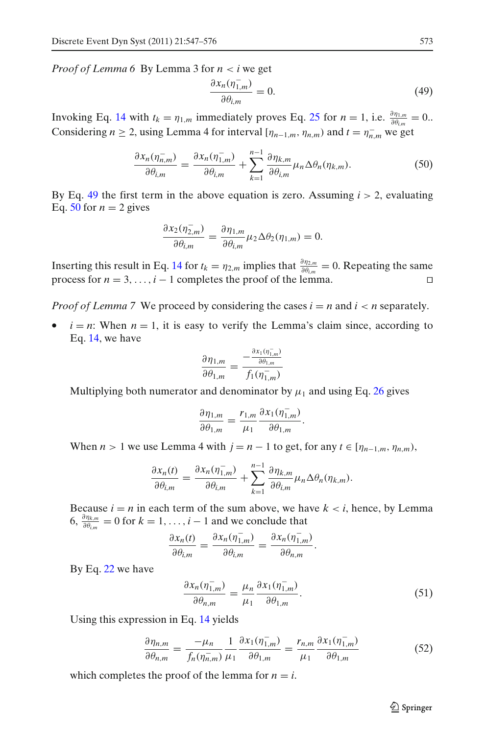*Proof of Lemma 6* By Lemma 3 for $n < i$ we get

$$\frac{\partial x_n(\eta_{1,m}^-)}{\partial \theta_{i,m}} = 0. \tag{49}$$

Invoking Eq. 14 with $t_k = \eta_{1,m}$ immediately proves Eq. 25 for $n = 1$, i.e. $\frac{\partial \eta_{1,m}}{\partial \theta_{i,m}} = 0.$. Considering $n \geq 2$, using Lemma 4 for interval $[\eta_{n-1,m}, \eta_{n,m})$ and $t = \eta_{n,m}^-$ we get

$$\frac{\partial x_n(\eta_{n,m}^-)}{\partial \theta_{i,m}} = \frac{\partial x_n(\eta_{1,m}^-)}{\partial \theta_{i,m}} + \sum_{k=1}^{n-1} \frac{\partial \eta_{k,m}}{\partial \theta_{i,m}} \mu_n \Delta \theta_n(\eta_{k,m}). \tag{50}$$

By Eq. 49 the first term in the above equation is zero. Assuming $i > 2$, evaluating Eq. 50 for $n = 2$ gives

$$\frac{\partial x_2(\eta_{2,m}^-)}{\partial \theta_{i,m}} = \frac{\partial \eta_{1,m}}{\partial \theta_{i,m}} \mu_2 \Delta \theta_2(\eta_{1,m}) = 0.$$

Inserting this result in Eq. 14 for $t_k = \eta_{2,m}$ implies that $\frac{\partial \eta_{2,m}}{\partial \theta_{i,m}} = 0$. Repeating the same process for $n = 3, \ldots, i-1$ completes the proof of the lemma. □

*Proof of Lemma 7* We proceed by considering the cases $i = n$ and $i < n$ separately.

- $i = n$: When $n = 1$, it is easy to verify the Lemma's claim since, according to Eq. 14, we have

$$\frac{\partial \eta_{1,m}}{\partial \theta_{1,m}} = \frac{-\frac{\partial x_1(\eta_{1,m}^-)}{\partial \theta_{1,m}}}{f_1(\eta_{1,m}^-)}$$

Multiplying both numerator and denominator by $\mu_1$ and using Eq. 26 gives

$$\frac{\partial \eta_{1,m}}{\partial \theta_{1,m}} = \frac{r_{1,m}}{\mu_1} \frac{\partial x_1(\eta_{1,m}^-)}{\partial \theta_{1,m}}.$$

When $n > 1$ we use Lemma 4 with $j = n - 1$ to get, for any $t \in [\eta_{n-1,m}, \eta_{n,m})$,

$$\frac{\partial x_n(t)}{\partial \theta_{i,m}} = \frac{\partial x_n(\eta_{1,m}^-)}{\partial \theta_{i,m}} + \sum_{k=1}^{n-1} \frac{\partial \eta_{k,m}}{\partial \theta_{i,m}} \mu_n \Delta \theta_n(\eta_{k,m}).$$

Because $i = n$ in each term of the sum above, we have $k < i$, hence, by Lemma 6, $\frac{\partial \eta_{k,m}}{\partial \theta_{i,m}} = 0$ for $k = 1, \ldots, i-1$ and we conclude that

$$\frac{\partial x_n(t)}{\partial \theta_{i,m}} = \frac{\partial x_n(\eta_{1,m}^-)}{\partial \theta_{i,m}} = \frac{\partial x_n(\eta_{1,m}^-)}{\partial \theta_{n,m}}.$$

By Eq. 22 we have

$$\frac{\partial x_n(\eta_{1,m}^-)}{\partial \theta_{n,m}} = \frac{\mu_n}{\mu_1} \frac{\partial x_1(\eta_{1,m}^-)}{\partial \theta_{1,m}}. \tag{51}$$

Using this expression in Eq. 14 yields

$$\frac{\partial \eta_{n,m}}{\partial \theta_{n,m}} = \frac{-\mu_n}{f_n(\eta_{n,m}^-)} \frac{1}{\mu_1} \frac{\partial x_1(\eta_{1,m}^-)}{\partial \theta_{1,m}} = \frac{r_{n,m}}{\mu_1} \frac{\partial x_1(\eta_{1,m}^-)}{\partial \theta_{1,m}} \tag{52}$$

which completes the proof of the lemma for $n = i$.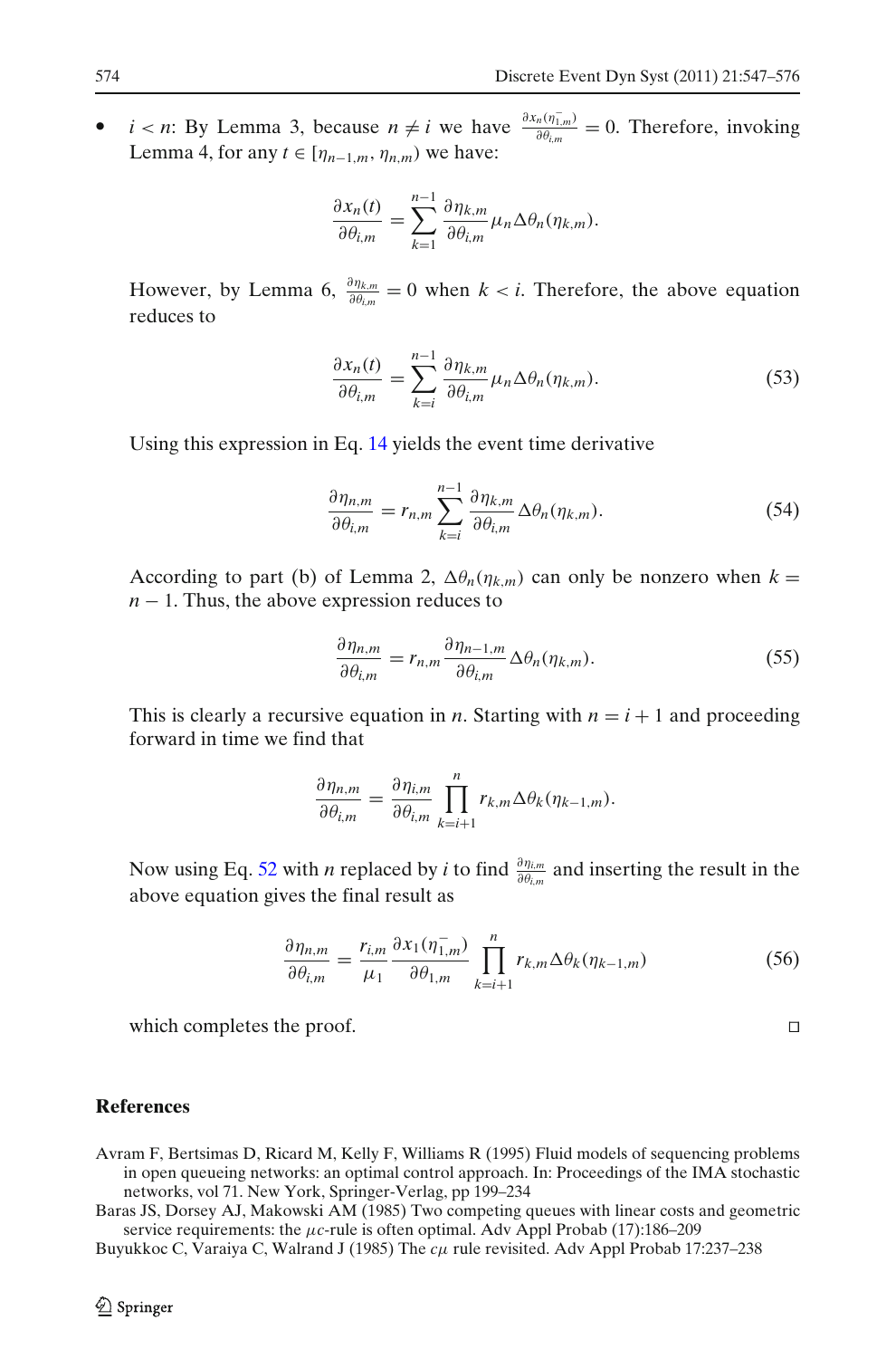- $i < n$: By Lemma 3, because $n \neq i$ we have $\frac{\partial x_n(\eta_{1,m}^-)}{\partial \theta_{i,m}} = 0$. Therefore, invoking Lemma 4, for any $t \in [\eta_{n-1,m}, \eta_{n,m})$ we have:

$$\frac{\partial x_n(t)}{\partial \theta_{i,m}} = \sum_{k=1}^{n-1} \frac{\partial \eta_{k,m}}{\partial \theta_{i,m}} \mu_n \Delta\theta_n(\eta_{k,m}).$$

However, by Lemma 6, $\frac{\partial \eta_{k,m}}{\partial \theta_{i,m}} = 0$ when $k < i$. Therefore, the above equation reduces to

$$\frac{\partial x_n(t)}{\partial \theta_{i,m}} = \sum_{k=i}^{n-1} \frac{\partial \eta_{k,m}}{\partial \theta_{i,m}} \mu_n \Delta\theta_n(\eta_{k,m}). \tag{53}$$

Using this expression in Eq. 14 yields the event time derivative

$$\frac{\partial \eta_{n,m}}{\partial \theta_{i,m}} = r_{n,m} \sum_{k=i}^{n-1} \frac{\partial \eta_{k,m}}{\partial \theta_{i,m}} \Delta\theta_n(\eta_{k,m}). \tag{54}$$

According to part (b) of Lemma 2, $\Delta\theta_n(\eta_{k,m})$ can only be nonzero when $k = n - 1$. Thus, the above expression reduces to

$$\frac{\partial \eta_{n,m}}{\partial \theta_{i,m}} = r_{n,m} \frac{\partial \eta_{n-1,m}}{\partial \theta_{i,m}} \Delta\theta_n(\eta_{k,m}). \tag{55}$$

This is clearly a recursive equation in $n$. Starting with $n = i + 1$ and proceeding forward in time we find that

$$\frac{\partial \eta_{n,m}}{\partial \theta_{i,m}} = \frac{\partial \eta_{i,m}}{\partial \theta_{i,m}} \prod_{k=i+1}^{n} r_{k,m} \Delta\theta_k(\eta_{k-1,m}).$$

Now using Eq. 52 with $n$ replaced by $i$ to find $\frac{\partial \eta_{i,m}}{\partial \theta_{i,m}}$ and inserting the result in the above equation gives the final result as

$$\frac{\partial \eta_{n,m}}{\partial \theta_{i,m}} = \frac{r_{i,m}}{\mu_1} \frac{\partial x_1(\eta_{1,m}^-)}{\partial \theta_{1,m}} \prod_{k=i+1}^{n} r_{k,m} \Delta\theta_k(\eta_{k-1,m}) \tag{56}$$

which completes the proof. □

## References

Avram F, Bertsimas D, Ricard M, Kelly F, Williams R (1995) Fluid models of sequencing problems in open queueing networks: an optimal control approach. In: Proceedings of the IMA stochastic networks, vol 71. New York, Springer-Verlag, pp 199–234

Baras JS, Dorsey AJ, Makowski AM (1985) Two competing queues with linear costs and geometric service requirements: the $\mu c$-rule is often optimal. Adv Appl Probab (17):186–209

Buyukkoc C, Varaiya C, Walrand J (1985) The $c\mu$ rule revisited. Adv Appl Probab 17:237–238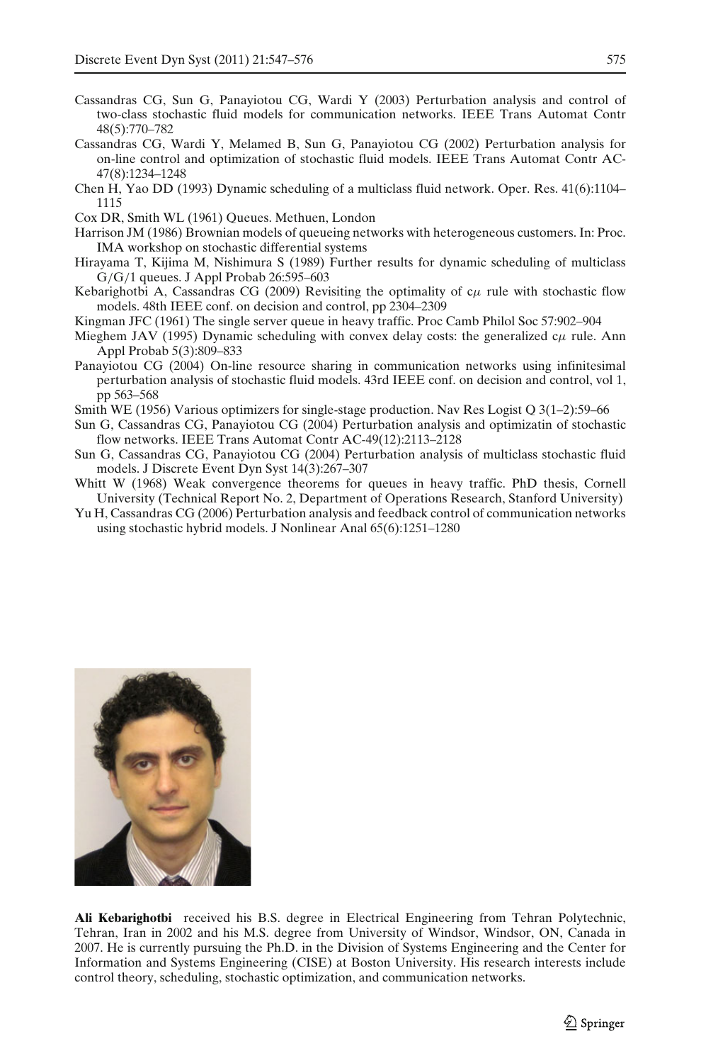Cassandras CG, Sun G, Panayiotou CG, Wardi Y (2003) Perturbation analysis and control of two-class stochastic fluid models for communication networks. IEEE Trans Automat Contr 48(5):770–782

Cassandras CG, Wardi Y, Melamed B, Sun G, Panayiotou CG (2002) Perturbation analysis for on-line control and optimization of stochastic fluid models. IEEE Trans Automat Contr AC-47(8):1234–1248

Chen H, Yao DD (1993) Dynamic scheduling of a multiclass fluid network. Oper. Res. 41(6):1104–1115

Cox DR, Smith WL (1961) Queues. Methuen, London

Harrison JM (1986) Brownian models of queueing networks with heterogeneous customers. In: Proc. IMA workshop on stochastic differential systems

Hirayama T, Kijima M, Nishimura S (1989) Further results for dynamic scheduling of multiclass G/G/1 queues. J Appl Probab 26:595–603

Kebarighotbi A, Cassandras CG (2009) Revisiting the optimality of $c\mu$ rule with stochastic flow models. 48th IEEE conf. on decision and control, pp 2304–2309

Kingman JFC (1961) The single server queue in heavy traffic. Proc Camb Philol Soc 57:902–904

Mieghem JAV (1995) Dynamic scheduling with convex delay costs: the generalized $c\mu$ rule. Ann Appl Probab 5(3):809–833

Panayiotou CG (2004) On-line resource sharing in communication networks using infinitesimal perturbation analysis of stochastic fluid models. 43rd IEEE conf. on decision and control, vol 1, pp 563–568

Smith WE (1956) Various optimizers for single-stage production. Nav Res Logist Q 3(1–2):59–66

Sun G, Cassandras CG, Panayiotou CG (2004) Perturbation analysis and optimizatin of stochastic flow networks. IEEE Trans Automat Contr AC-49(12):2113–2128

Sun G, Cassandras CG, Panayiotou CG (2004) Perturbation analysis of multiclass stochastic fluid models. J Discrete Event Dyn Syst 14(3):267–307

Whitt W (1968) Weak convergence theorems for queues in heavy traffic. PhD thesis, Cornell University (Technical Report No. 2, Department of Operations Research, Stanford University)

Yu H, Cassandras CG (2006) Perturbation analysis and feedback control of communication networks using stochastic hybrid models. J Nonlinear Anal 65(6):1251–1280

**Ali Kebarighotbi** received his B.S. degree in Electrical Engineering from Tehran Polytechnic, Tehran, Iran in 2002 and his M.S. degree from University of Windsor, Windsor, ON, Canada in 2007. He is currently pursuing the Ph.D. in the Division of Systems Engineering and the Center for Information and Systems Engineering (CISE) at Boston University. His research interests include control theory, scheduling, stochastic optimization, and communication networks.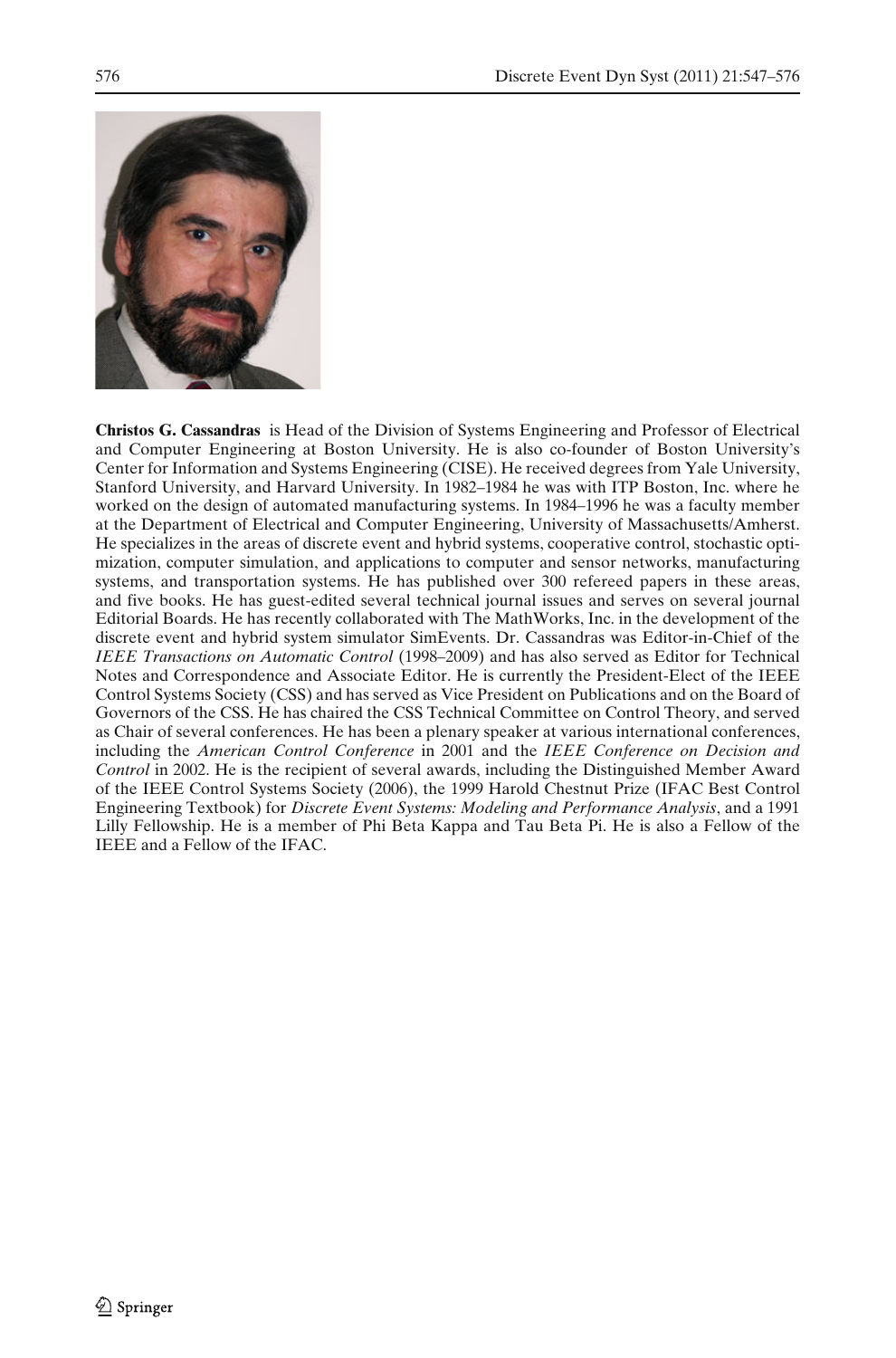**Christos G. Cassandras** is Head of the Division of Systems Engineering and Professor of Electrical and Computer Engineering at Boston University. He is also co-founder of Boston University's Center for Information and Systems Engineering (CISE). He received degrees from Yale University, Stanford University, and Harvard University. In 1982–1984 he was with ITP Boston, Inc. where he worked on the design of automated manufacturing systems. In 1984–1996 he was a faculty member at the Department of Electrical and Computer Engineering, University of Massachusetts/Amherst. He specializes in the areas of discrete event and hybrid systems, cooperative control, stochastic optimization, computer simulation, and applications to computer and sensor networks, manufacturing systems, and transportation systems. He has published over 300 refereed papers in these areas, and five books. He has guest-edited several technical journal issues and serves on several journal Editorial Boards. He has recently collaborated with The MathWorks, Inc. in the development of the discrete event and hybrid system simulator SimEvents. Dr. Cassandras was Editor-in-Chief of the *IEEE Transactions on Automatic Control* (1998–2009) and has also served as Editor for Technical Notes and Correspondence and Associate Editor. He is currently the President-Elect of the IEEE Control Systems Society (CSS) and has served as Vice President on Publications and on the Board of Governors of the CSS. He has chaired the CSS Technical Committee on Control Theory, and served as Chair of several conferences. He has been a plenary speaker at various international conferences, including the *American Control Conference* in 2001 and the *IEEE Conference on Decision and Control* in 2002. He is the recipient of several awards, including the Distinguished Member Award of the IEEE Control Systems Society (2006), the 1999 Harold Chestnut Prize (IFAC Best Control Engineering Textbook) for *Discrete Event Systems: Modeling and Performance Analysis*, and a 1991 Lilly Fellowship. He is a member of Phi Beta Kappa and Tau Beta Pi. He is also a Fellow of the IEEE and a Fellow of the IFAC.